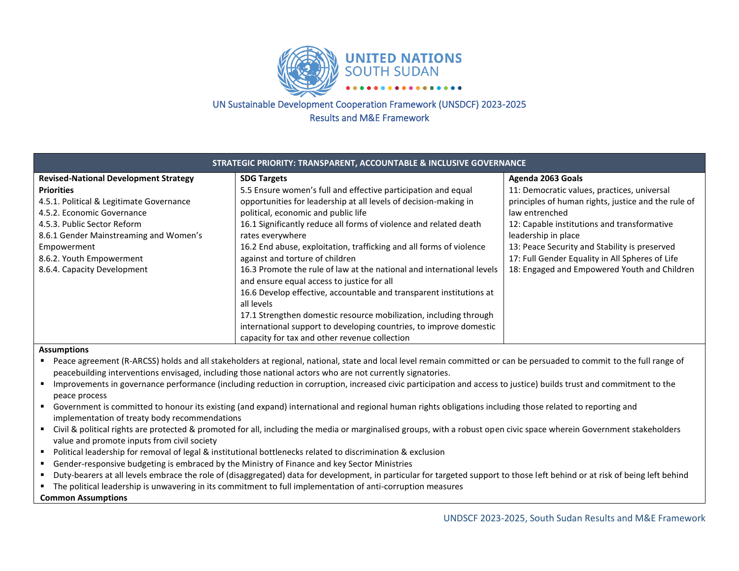# UNITED NATIONS SOUTH SUDAN

## UN Sustainable Development Cooperation Framework (UNSDCF) 2023-2025
## Results and M&E Framework

| STRATEGIC PRIORITY: TRANSPARENT, ACCOUNTABLE & INCLUSIVE GOVERNANCE | | |
|---|---|---|
| **Revised-National Development Strategy Priorities**<br>4.5.1. Political & Legitimate Governance<br>4.5.2. Economic Governance<br>4.5.3. Public Sector Reform<br>8.6.1 Gender Mainstreaming and Women's Empowerment<br>8.6.2. Youth Empowerment<br>8.6.4. Capacity Development | **SDG Targets**<br>5.5 Ensure women's full and effective participation and equal opportunities for leadership at all levels of decision-making in political, economic and public life<br>16.1 Significantly reduce all forms of violence and related death rates everywhere<br>16.2 End abuse, exploitation, trafficking and all forms of violence against and torture of children<br>16.3 Promote the rule of law at the national and international levels and ensure equal access to justice for all<br>16.6 Develop effective, accountable and transparent institutions at all levels<br>17.1 Strengthen domestic resource mobilization, including through international support to developing countries, to improve domestic capacity for tax and other revenue collection | **Agenda 2063 Goals**<br>11: Democratic values, practices, universal principles of human rights, justice and the rule of law entrenched<br>12: Capable institutions and transformative leadership in place<br>13: Peace Security and Stability is preserved<br>17: Full Gender Equality in All Spheres of Life<br>18: Engaged and Empowered Youth and Children |

**Assumptions**

- Peace agreement (R-ARCSS) holds and all stakeholders at regional, national, state and local level remain committed or can be persuaded to commit to the full range of peacebuilding interventions envisaged, including those national actors who are not currently signatories.
- Improvements in governance performance (including reduction in corruption, increased civic participation and access to justice) builds trust and commitment to the peace process
- Government is committed to honour its existing (and expand) international and regional human rights obligations including those related to reporting and implementation of treaty body recommendations
- Civil & political rights are protected & promoted for all, including the media or marginalised groups, with a robust open civic space wherein Government stakeholders value and promote inputs from civil society
- Political leadership for removal of legal & institutional bottlenecks related to discrimination & exclusion
- Gender-responsive budgeting is embraced by the Ministry of Finance and key Sector Ministries
- Duty-bearers at all levels embrace the role of (disaggregated) data for development, in particular for targeted support to those left behind or at risk of being left behind
- The political leadership is unwavering in its commitment to full implementation of anti-corruption measures

**Common Assumptions**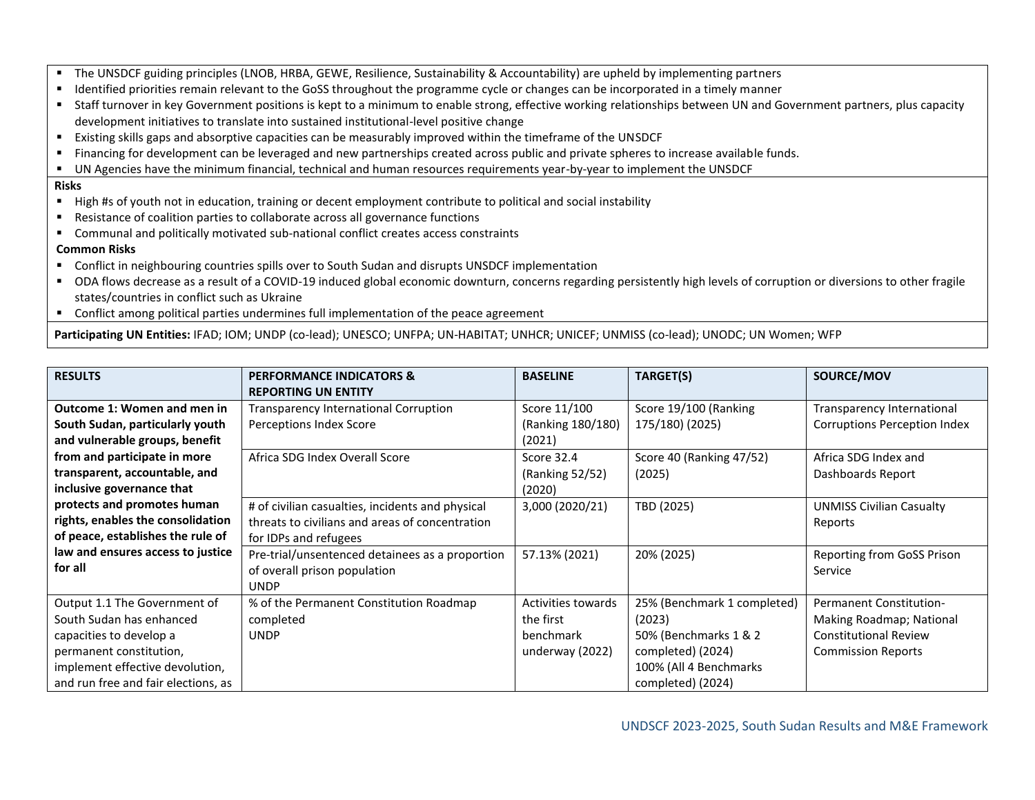- The UNSDCF guiding principles (LNOB, HRBA, GEWE, Resilience, Sustainability & Accountability) are upheld by implementing partners
- Identified priorities remain relevant to the GoSS throughout the programme cycle or changes can be incorporated in a timely manner
- Staff turnover in key Government positions is kept to a minimum to enable strong, effective working relationships between UN and Government partners, plus capacity development initiatives to translate into sustained institutional-level positive change
- Existing skills gaps and absorptive capacities can be measurably improved within the timeframe of the UNSDCF
- Financing for development can be leveraged and new partnerships created across public and private spheres to increase available funds.
- UN Agencies have the minimum financial, technical and human resources requirements year-by-year to implement the UNSDCF

**Risks**

- High #s of youth not in education, training or decent employment contribute to political and social instability
- Resistance of coalition parties to collaborate across all governance functions
- Communal and politically motivated sub-national conflict creates access constraints

**Common Risks**

- Conflict in neighbouring countries spills over to South Sudan and disrupts UNSDCF implementation
- ODA flows decrease as a result of a COVID-19 induced global economic downturn, concerns regarding persistently high levels of corruption or diversions to other fragile states/countries in conflict such as Ukraine
- Conflict among political parties undermines full implementation of the peace agreement

**Participating UN Entities:** IFAD; IOM; UNDP (co-lead); UNESCO; UNFPA; UN-HABITAT; UNHCR; UNICEF; UNMISS (co-lead); UNODC; UN Women; WFP

| RESULTS | PERFORMANCE INDICATORS & REPORTING UN ENTITY | BASELINE | TARGET(S) | SOURCE/MOV |
|---|---|---|---|---|
| **Outcome 1: Women and men in South Sudan, particularly youth and vulnerable groups, benefit from and participate in more transparent, accountable, and inclusive governance that protects and promotes human rights, enables the consolidation of peace, establishes the rule of law and ensures access to justice for all** | Transparency International Corruption Perceptions Index Score | Score 11/100 (Ranking 180/180) (2021) | Score 19/100 (Ranking 175/180) (2025) | Transparency International Corruptions Perception Index |
| | Africa SDG Index Overall Score | Score 32.4 (Ranking 52/52) (2020) | Score 40 (Ranking 47/52) (2025) | Africa SDG Index and Dashboards Report |
| | # of civilian casualties, incidents and physical threats to civilians and areas of concentration for IDPs and refugees | 3,000 (2020/21) | TBD (2025) | UNMISS Civilian Casualty Reports |
| | Pre-trial/unsentenced detainees as a proportion of overall prison population<br>UNDP | 57.13% (2021) | 20% (2025) | Reporting from GoSS Prison Service |
| Output 1.1 The Government of South Sudan has enhanced capacities to develop a permanent constitution, implement effective devolution, and run free and fair elections, as | % of the Permanent Constitution Roadmap completed<br>UNDP | Activities towards the first benchmark underway (2022) | 25% (Benchmark 1 completed) (2023)<br>50% (Benchmarks 1 & 2 completed) (2024)<br>100% (All 4 Benchmarks completed) (2024) | Permanent Constitution-Making Roadmap; National Constitutional Review Commission Reports |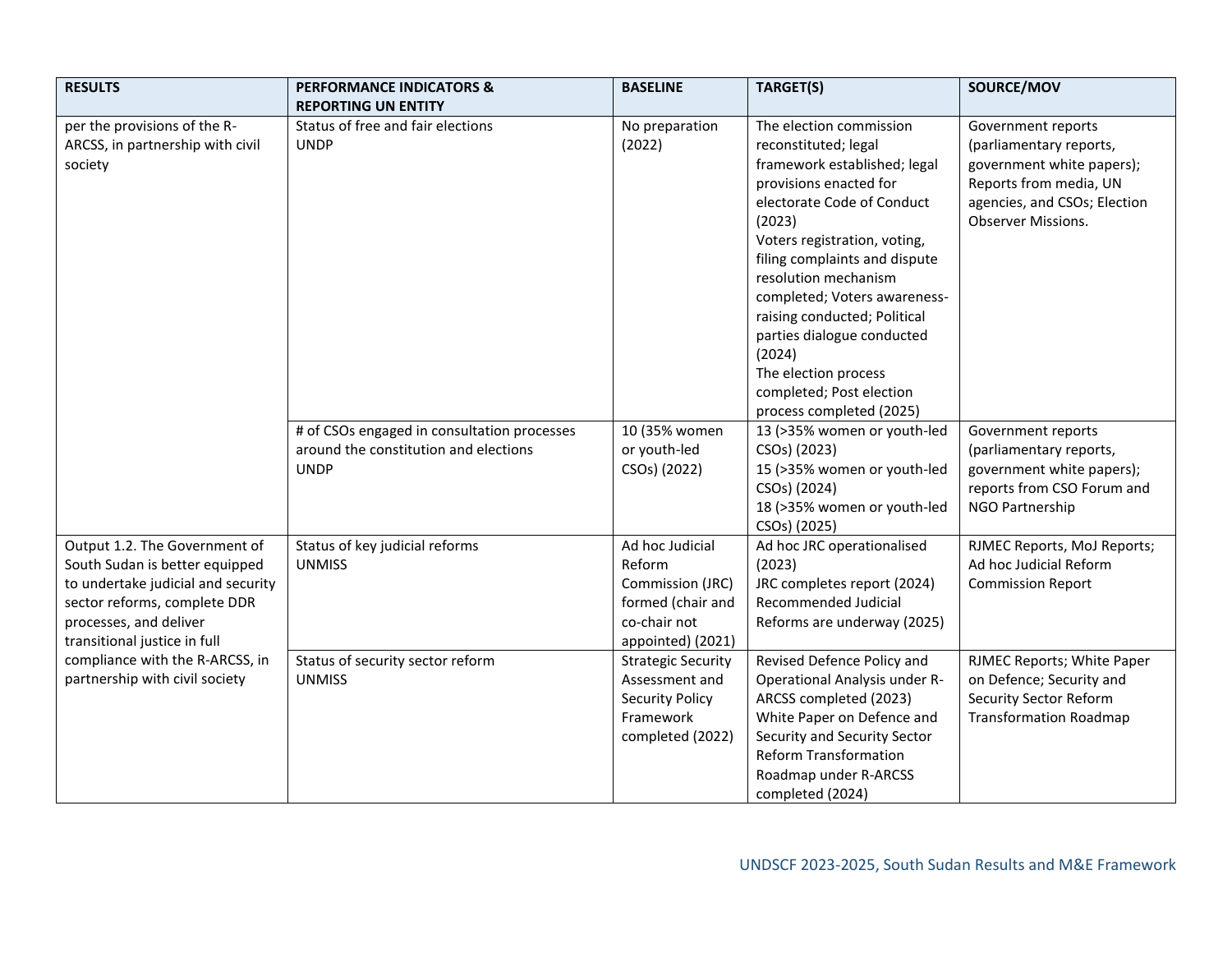| RESULTS | PERFORMANCE INDICATORS & REPORTING UN ENTITY | BASELINE | TARGET(S) | SOURCE/MOV |
|---|---|---|---|---|
| per the provisions of the R-ARCSS, in partnership with civil society | Status of free and fair elections<br>UNDP | No preparation (2022) | The election commission reconstituted; legal framework established; legal provisions enacted for electorate Code of Conduct (2023)<br>Voters registration, voting, filing complaints and dispute resolution mechanism completed; Voters awareness-raising conducted; Political parties dialogue conducted (2024)<br>The election process completed; Post election process completed (2025) | Government reports (parliamentary reports, government white papers); Reports from media, UN agencies, and CSOs; Election Observer Missions. |
| | # of CSOs engaged in consultation processes around the constitution and elections<br>UNDP | 10 (35% women or youth-led CSOs) (2022) | 13 (>35% women or youth-led CSOs) (2023)<br>15 (>35% women or youth-led CSOs) (2024)<br>18 (>35% women or youth-led CSOs) (2025) | Government reports (parliamentary reports, government white papers); reports from CSO Forum and NGO Partnership |
| Output 1.2. The Government of South Sudan is better equipped to undertake judicial and security sector reforms, complete DDR processes, and deliver transitional justice in full compliance with the R-ARCSS, in partnership with civil society | Status of key judicial reforms<br>UNMISS | Ad hoc Judicial Reform Commission (JRC) formed (chair and co-chair not appointed) (2021) | Ad hoc JRC operationalised (2023)<br>JRC completes report (2024)<br>Recommended Judicial Reforms are underway (2025) | RJMEC Reports, MoJ Reports; Ad hoc Judicial Reform Commission Report |
| | Status of security sector reform<br>UNMISS | Strategic Security Assessment and Security Policy Framework completed (2022) | Revised Defence Policy and Operational Analysis under R-ARCSS completed (2023)<br>White Paper on Defence and Security and Security Sector Reform Transformation Roadmap under R-ARCSS completed (2024) | RJMEC Reports; White Paper on Defence; Security and Security Sector Reform Transformation Roadmap |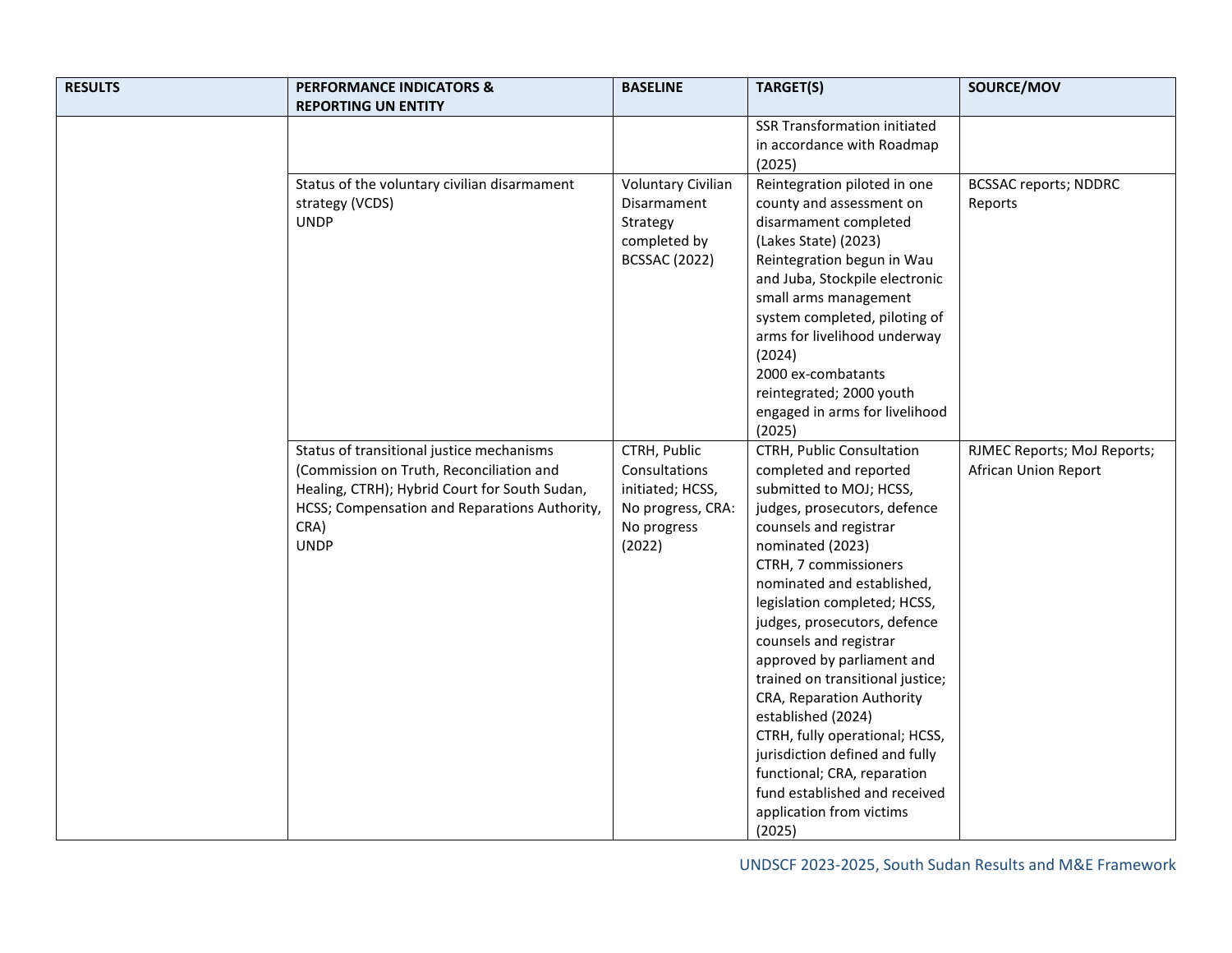| RESULTS | PERFORMANCE INDICATORS & REPORTING UN ENTITY | BASELINE | TARGET(S) | SOURCE/MOV |
|---|---|---|---|---|
| | | | SSR Transformation initiated in accordance with Roadmap (2025) | |
| | Status of the voluntary civilian disarmament strategy (VCDS)<br>UNDP | Voluntary Civilian Disarmament Strategy completed by BCSSAC (2022) | Reintegration piloted in one county and assessment on disarmament completed (Lakes State) (2023)<br>Reintegration begun in Wau and Juba, Stockpile electronic small arms management system completed, piloting of arms for livelihood underway (2024)<br>2000 ex-combatants reintegrated; 2000 youth engaged in arms for livelihood (2025) | BCSSAC reports; NDDRC Reports |
| | Status of transitional justice mechanisms (Commission on Truth, Reconciliation and Healing, CTRH); Hybrid Court for South Sudan, HCSS; Compensation and Reparations Authority, CRA)<br>UNDP | CTRH, Public Consultations initiated; HCSS, No progress, CRA: No progress (2022) | CTRH, Public Consultation completed and reported submitted to MOJ; HCSS, judges, prosecutors, defence counsels and registrar nominated (2023)<br>CTRH, 7 commissioners nominated and established, legislation completed; HCSS, judges, prosecutors, defence counsels and registrar approved by parliament and trained on transitional justice; CRA, Reparation Authority established (2024)<br>CTRH, fully operational; HCSS, jurisdiction defined and fully functional; CRA, reparation fund established and received application from victims (2025) | RJMEC Reports; MoJ Reports; African Union Report |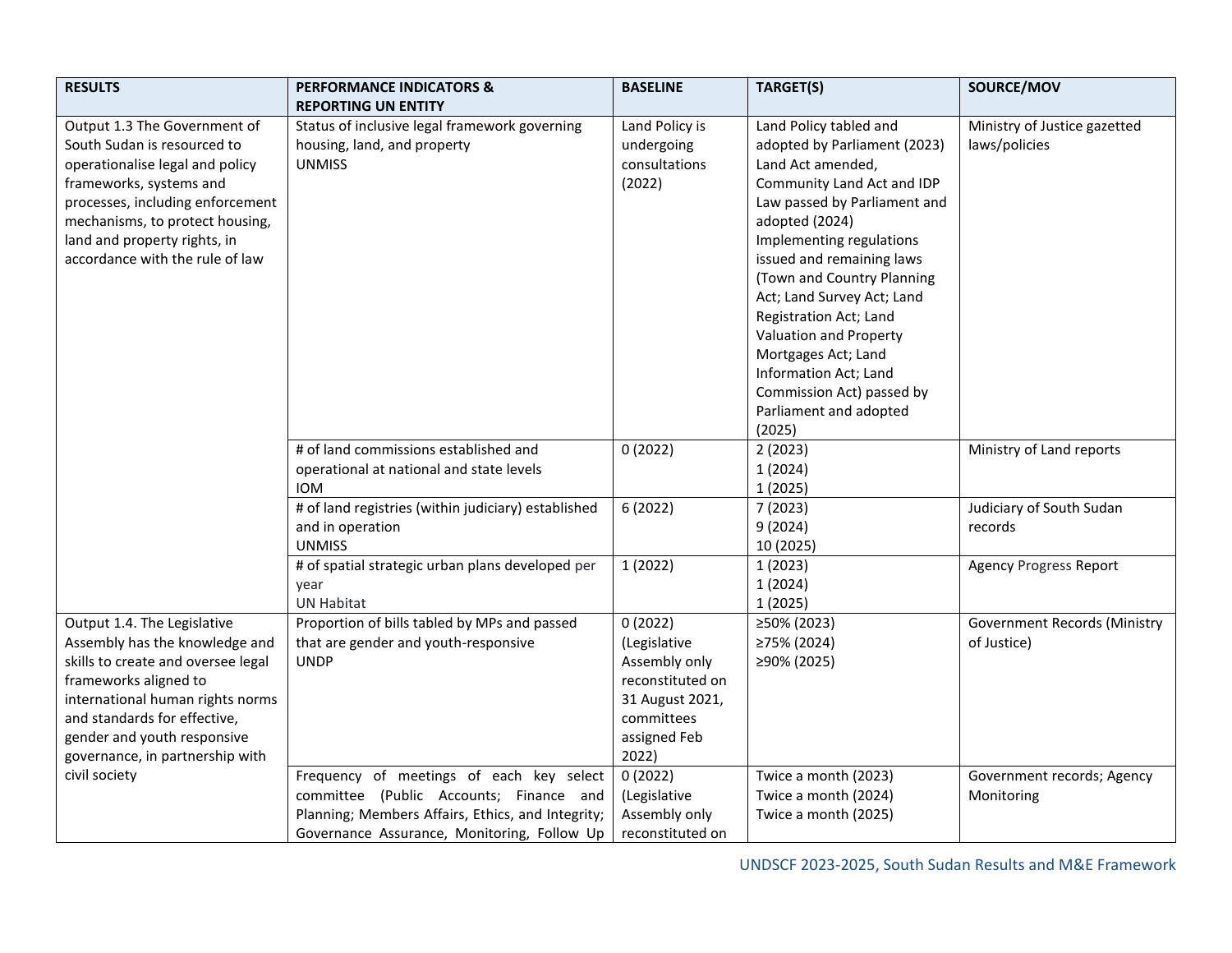| RESULTS | PERFORMANCE INDICATORS & REPORTING UN ENTITY | BASELINE | TARGET(S) | SOURCE/MOV |
|---|---|---|---|---|
| Output 1.3 The Government of South Sudan is resourced to operationalise legal and policy frameworks, systems and processes, including enforcement mechanisms, to protect housing, land and property rights, in accordance with the rule of law | Status of inclusive legal framework governing housing, land, and property<br>UNMISS | Land Policy is undergoing consultations (2022) | Land Policy tabled and adopted by Parliament (2023)<br>Land Act amended, Community Land Act and IDP Law passed by Parliament and adopted (2024)<br>Implementing regulations issued and remaining laws (Town and Country Planning Act; Land Survey Act; Land Registration Act; Land Valuation and Property Mortgages Act; Land Information Act; Land Commission Act) passed by Parliament and adopted (2025) | Ministry of Justice gazetted laws/policies |
| | # of land commissions established and operational at national and state levels<br>IOM | 0 (2022) | 2 (2023)<br>1 (2024)<br>1 (2025) | Ministry of Land reports |
| | # of land registries (within judiciary) established and in operation<br>UNMISS | 6 (2022) | 7 (2023)<br>9 (2024)<br>10 (2025) | Judiciary of South Sudan records |
| | # of spatial strategic urban plans developed per year<br>UN Habitat | 1 (2022) | 1 (2023)<br>1 (2024)<br>1 (2025) | Agency Progress Report |
| Output 1.4. The Legislative Assembly has the knowledge and skills to create and oversee legal frameworks aligned to international human rights norms and standards for effective, gender and youth responsive governance, in partnership with civil society | Proportion of bills tabled by MPs and passed that are gender and youth-responsive<br>UNDP | 0 (2022) (Legislative Assembly only reconstituted on 31 August 2021, committees assigned Feb 2022) | ≥50% (2023)<br>≥75% (2024)<br>≥90% (2025) | Government Records (Ministry of Justice) |
| | Frequency of meetings of each key select committee (Public Accounts; Finance and Planning; Members Affairs, Ethics, and Integrity; Governance Assurance, Monitoring, Follow Up | 0 (2022) (Legislative Assembly only reconstituted on | Twice a month (2023)<br>Twice a month (2024)<br>Twice a month (2025) | Government records; Agency Monitoring |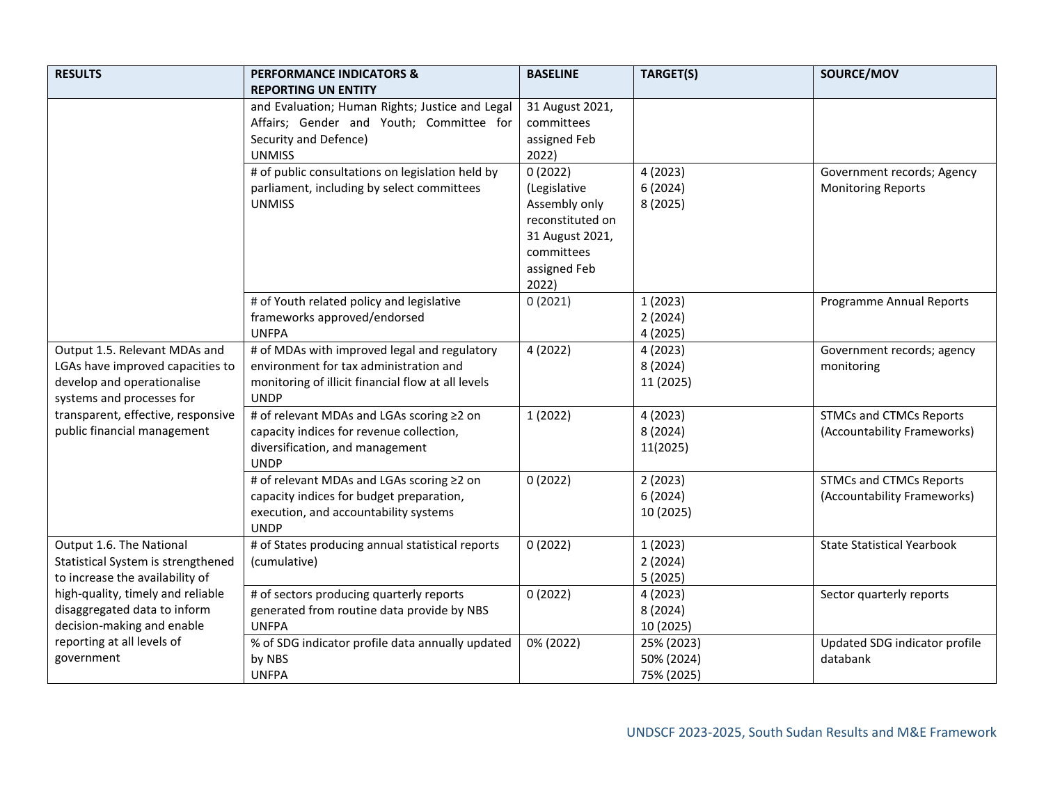| RESULTS | PERFORMANCE INDICATORS & REPORTING UN ENTITY | BASELINE | TARGET(S) | SOURCE/MOV |
|---|---|---|---|---|
| | and Evaluation; Human Rights; Justice and Legal Affairs; Gender and Youth; Committee for Security and Defence)<br>UNMISS | 31 August 2021, committees assigned Feb 2022) | | |
| | # of public consultations on legislation held by parliament, including by select committees<br>UNMISS | 0 (2022) (Legislative Assembly only reconstituted on 31 August 2021, committees assigned Feb 2022) | 4 (2023)<br>6 (2024)<br>8 (2025) | Government records; Agency Monitoring Reports |
| | # of Youth related policy and legislative frameworks approved/endorsed<br>UNFPA | 0 (2021) | 1 (2023)<br>2 (2024)<br>4 (2025) | Programme Annual Reports |
| Output 1.5. Relevant MDAs and LGAs have improved capacities to develop and operationalise systems and processes for transparent, effective, responsive public financial management | # of MDAs with improved legal and regulatory environment for tax administration and monitoring of illicit financial flow at all levels<br>UNDP | 4 (2022) | 4 (2023)<br>8 (2024)<br>11 (2025) | Government records; agency monitoring |
| | # of relevant MDAs and LGAs scoring ≥2 on capacity indices for revenue collection, diversification, and management<br>UNDP | 1 (2022) | 4 (2023)<br>8 (2024)<br>11(2025) | STMCs and CTMCs Reports (Accountability Frameworks) |
| | # of relevant MDAs and LGAs scoring ≥2 on capacity indices for budget preparation, execution, and accountability systems<br>UNDP | 0 (2022) | 2 (2023)<br>6 (2024)<br>10 (2025) | STMCs and CTMCs Reports (Accountability Frameworks) |
| Output 1.6. The National Statistical System is strengthened to increase the availability of high-quality, timely and reliable disaggregated data to inform decision-making and enable reporting at all levels of government | # of States producing annual statistical reports (cumulative) | 0 (2022) | 1 (2023)<br>2 (2024)<br>5 (2025) | State Statistical Yearbook |
| | # of sectors producing quarterly reports generated from routine data provide by NBS<br>UNFPA | 0 (2022) | 4 (2023)<br>8 (2024)<br>10 (2025) | Sector quarterly reports |
| | % of SDG indicator profile data annually updated by NBS<br>UNFPA | 0% (2022) | 25% (2023)<br>50% (2024)<br>75% (2025) | Updated SDG indicator profile databank |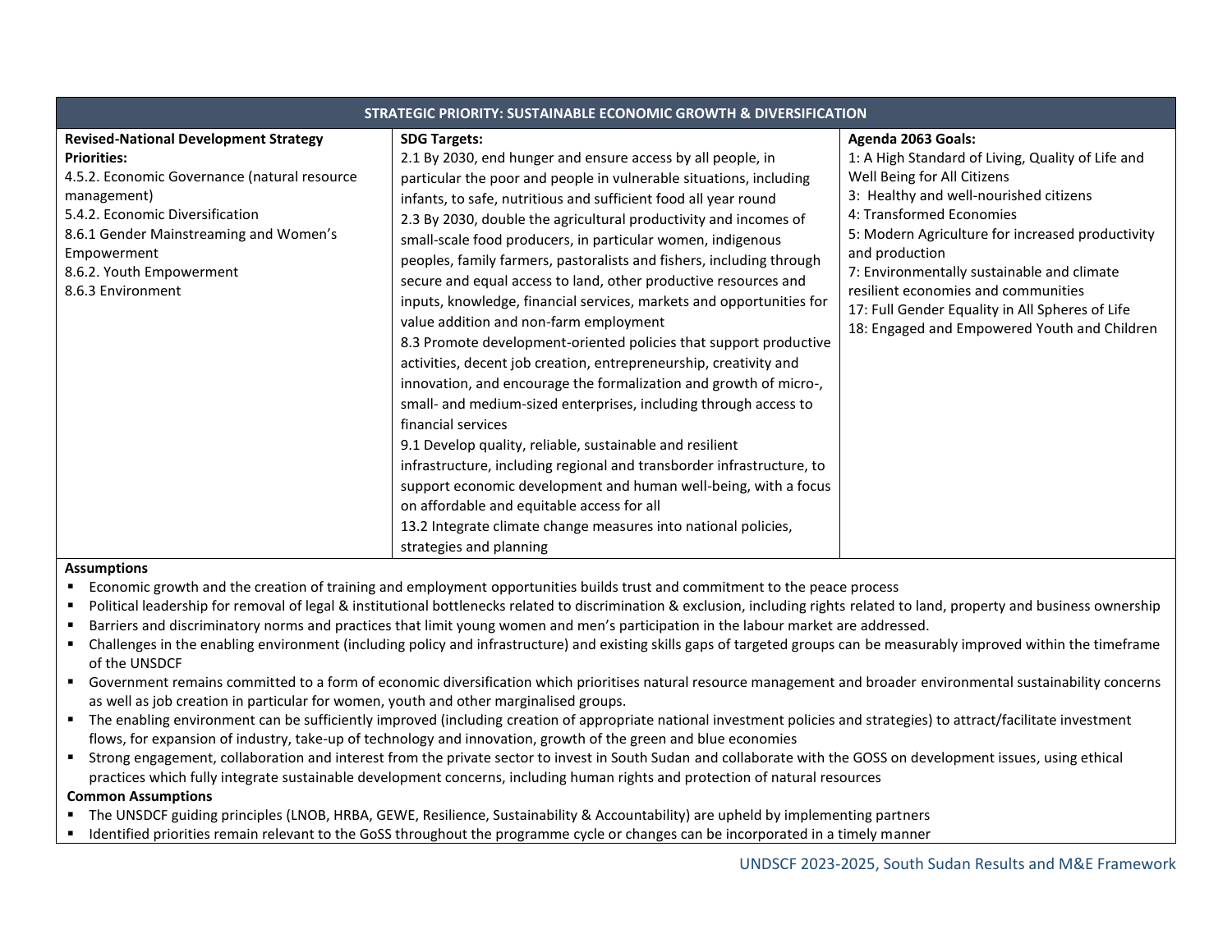| STRATEGIC PRIORITY: SUSTAINABLE ECONOMIC GROWTH & DIVERSIFICATION | | |
|---|---|---|
| **Revised-National Development Strategy Priorities:**<br>4.5.2. Economic Governance (natural resource management)<br>5.4.2. Economic Diversification<br>8.6.1 Gender Mainstreaming and Women's Empowerment<br>8.6.2. Youth Empowerment<br>8.6.3 Environment | **SDG Targets:**<br>2.1 By 2030, end hunger and ensure access by all people, in particular the poor and people in vulnerable situations, including infants, to safe, nutritious and sufficient food all year round<br>2.3 By 2030, double the agricultural productivity and incomes of small-scale food producers, in particular women, indigenous peoples, family farmers, pastoralists and fishers, including through secure and equal access to land, other productive resources and inputs, knowledge, financial services, markets and opportunities for value addition and non-farm employment<br>8.3 Promote development-oriented policies that support productive activities, decent job creation, entrepreneurship, creativity and innovation, and encourage the formalization and growth of micro-, small- and medium-sized enterprises, including through access to financial services<br>9.1 Develop quality, reliable, sustainable and resilient infrastructure, including regional and transborder infrastructure, to support economic development and human well-being, with a focus on affordable and equitable access for all<br>13.2 Integrate climate change measures into national policies, strategies and planning | **Agenda 2063 Goals:**<br>1: A High Standard of Living, Quality of Life and Well Being for All Citizens<br>3: Healthy and well-nourished citizens<br>4: Transformed Economies<br>5: Modern Agriculture for increased productivity and production<br>7: Environmentally sustainable and climate resilient economies and communities<br>17: Full Gender Equality in All Spheres of Life<br>18: Engaged and Empowered Youth and Children |

**Assumptions**

- Economic growth and the creation of training and employment opportunities builds trust and commitment to the peace process
- Political leadership for removal of legal & institutional bottlenecks related to discrimination & exclusion, including rights related to land, property and business ownership
- Barriers and discriminatory norms and practices that limit young women and men's participation in the labour market are addressed.
- Challenges in the enabling environment (including policy and infrastructure) and existing skills gaps of targeted groups can be measurably improved within the timeframe of the UNSDCF
- Government remains committed to a form of economic diversification which prioritises natural resource management and broader environmental sustainability concerns as well as job creation in particular for women, youth and other marginalised groups.
- The enabling environment can be sufficiently improved (including creation of appropriate national investment policies and strategies) to attract/facilitate investment flows, for expansion of industry, take-up of technology and innovation, growth of the green and blue economies
- Strong engagement, collaboration and interest from the private sector to invest in South Sudan and collaborate with the GOSS on development issues, using ethical practices which fully integrate sustainable development concerns, including human rights and protection of natural resources

**Common Assumptions**

- The UNSDCF guiding principles (LNOB, HRBA, GEWE, Resilience, Sustainability & Accountability) are upheld by implementing partners
- Identified priorities remain relevant to the GoSS throughout the programme cycle or changes can be incorporated in a timely manner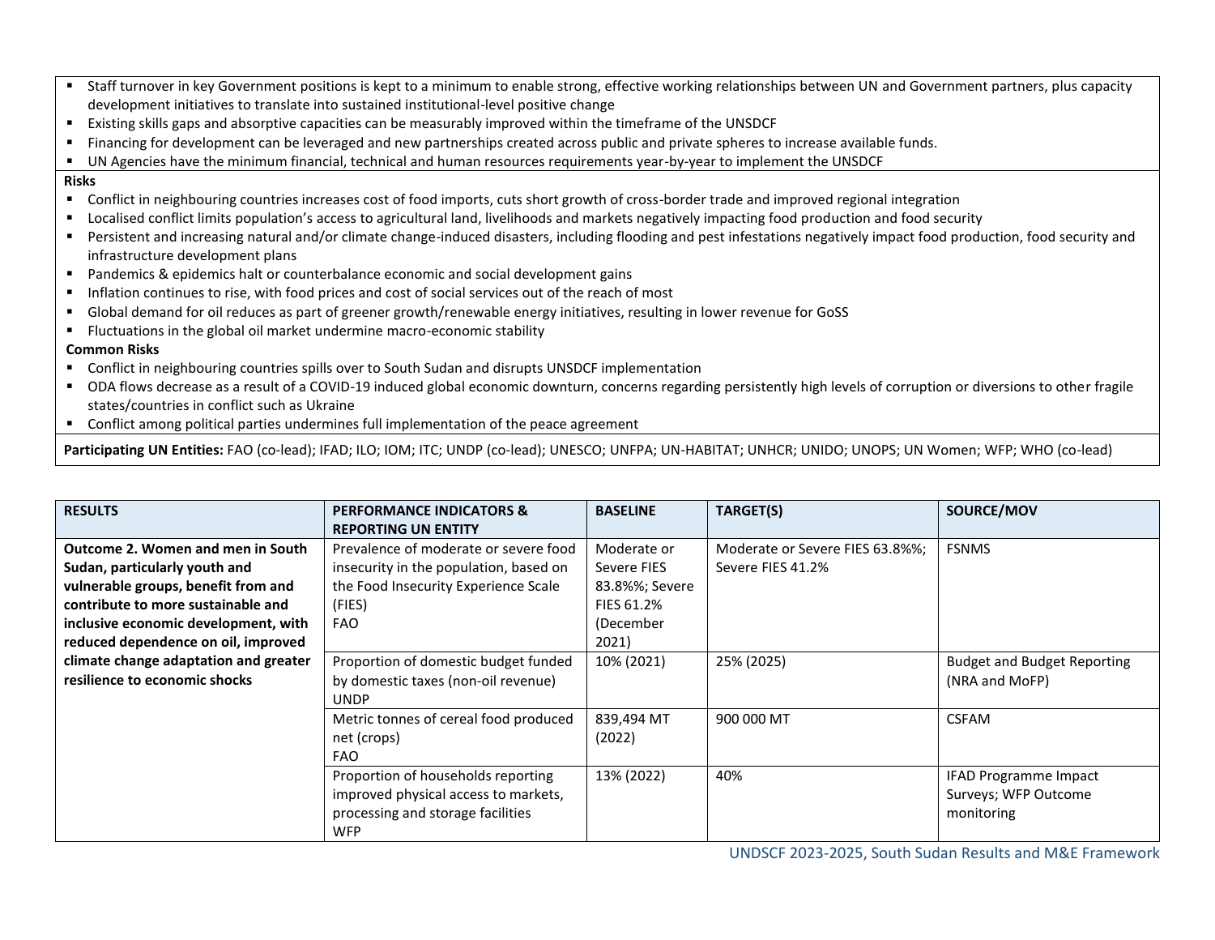- Staff turnover in key Government positions is kept to a minimum to enable strong, effective working relationships between UN and Government partners, plus capacity development initiatives to translate into sustained institutional-level positive change
- Existing skills gaps and absorptive capacities can be measurably improved within the timeframe of the UNSDCF
- Financing for development can be leveraged and new partnerships created across public and private spheres to increase available funds.
- UN Agencies have the minimum financial, technical and human resources requirements year-by-year to implement the UNSDCF

**Risks**

- Conflict in neighbouring countries increases cost of food imports, cuts short growth of cross-border trade and improved regional integration
- Localised conflict limits population's access to agricultural land, livelihoods and markets negatively impacting food production and food security
- Persistent and increasing natural and/or climate change-induced disasters, including flooding and pest infestations negatively impact food production, food security and infrastructure development plans
- Pandemics & epidemics halt or counterbalance economic and social development gains
- Inflation continues to rise, with food prices and cost of social services out of the reach of most
- Global demand for oil reduces as part of greener growth/renewable energy initiatives, resulting in lower revenue for GoSS
- Fluctuations in the global oil market undermine macro-economic stability

**Common Risks**

- Conflict in neighbouring countries spills over to South Sudan and disrupts UNSDCF implementation
- ODA flows decrease as a result of a COVID-19 induced global economic downturn, concerns regarding persistently high levels of corruption or diversions to other fragile states/countries in conflict such as Ukraine
- Conflict among political parties undermines full implementation of the peace agreement

**Participating UN Entities:** FAO (co-lead); IFAD; ILO; IOM; ITC; UNDP (co-lead); UNESCO; UNFPA; UN-HABITAT; UNHCR; UNIDO; UNOPS; UN Women; WFP; WHO (co-lead)

| RESULTS | PERFORMANCE INDICATORS & REPORTING UN ENTITY | BASELINE | TARGET(S) | SOURCE/MOV |
|---|---|---|---|---|
| **Outcome 2. Women and men in South Sudan, particularly youth and vulnerable groups, benefit from and contribute to more sustainable and inclusive economic development, with reduced dependence on oil, improved climate change adaptation and greater resilience to economic shocks** | Prevalence of moderate or severe food insecurity in the population, based on the Food Insecurity Experience Scale (FIES)<br>FAO | Moderate or Severe FIES 83.8%%; Severe FIES 61.2% (December 2021) | Moderate or Severe FIES 63.8%%; Severe FIES 41.2% | FSNMS |
| | Proportion of domestic budget funded by domestic taxes (non-oil revenue)<br>UNDP | 10% (2021) | 25% (2025) | Budget and Budget Reporting (NRA and MoFP) |
| | Metric tonnes of cereal food produced net (crops)<br>FAO | 839,494 MT (2022) | 900 000 MT | CSFAM |
| | Proportion of households reporting improved physical access to markets, processing and storage facilities<br>WFP | 13% (2022) | 40% | IFAD Programme Impact Surveys; WFP Outcome monitoring |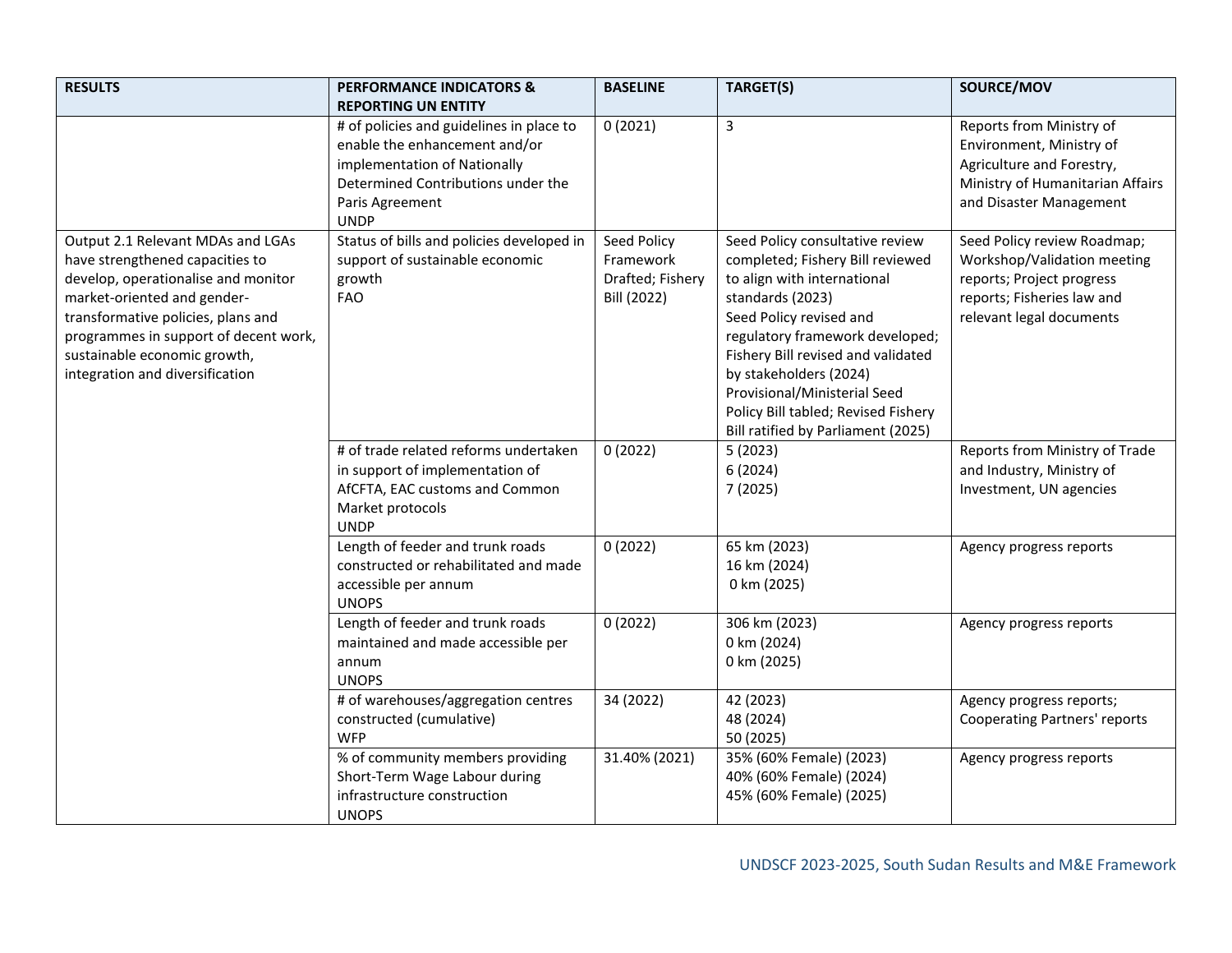| RESULTS | PERFORMANCE INDICATORS & REPORTING UN ENTITY | BASELINE | TARGET(S) | SOURCE/MOV |
|---|---|---|---|---|
| | # of policies and guidelines in place to enable the enhancement and/or implementation of Nationally Determined Contributions under the Paris Agreement<br>UNDP | 0 (2021) | 3 | Reports from Ministry of Environment, Ministry of Agriculture and Forestry, Ministry of Humanitarian Affairs and Disaster Management |
| Output 2.1 Relevant MDAs and LGAs have strengthened capacities to develop, operationalise and monitor market-oriented and gender-transformative policies, plans and programmes in support of decent work, sustainable economic growth, integration and diversification | Status of bills and policies developed in support of sustainable economic growth<br>FAO | Seed Policy Framework Drafted; Fishery Bill (2022) | Seed Policy consultative review completed; Fishery Bill reviewed to align with international standards (2023)<br>Seed Policy revised and regulatory framework developed; Fishery Bill revised and validated by stakeholders (2024)<br>Provisional/Ministerial Seed Policy Bill tabled; Revised Fishery Bill ratified by Parliament (2025) | Seed Policy review Roadmap; Workshop/Validation meeting reports; Project progress reports; Fisheries law and relevant legal documents |
| | # of trade related reforms undertaken in support of implementation of AfCFTA, EAC customs and Common Market protocols<br>UNDP | 0 (2022) | 5 (2023)<br>6 (2024)<br>7 (2025) | Reports from Ministry of Trade and Industry, Ministry of Investment, UN agencies |
| | Length of feeder and trunk roads constructed or rehabilitated and made accessible per annum<br>UNOPS | 0 (2022) | 65 km (2023)<br>16 km (2024)<br>0 km (2025) | Agency progress reports |
| | Length of feeder and trunk roads maintained and made accessible per annum<br>UNOPS | 0 (2022) | 306 km (2023)<br>0 km (2024)<br>0 km (2025) | Agency progress reports |
| | # of warehouses/aggregation centres constructed (cumulative)<br>WFP | 34 (2022) | 42 (2023)<br>48 (2024)<br>50 (2025) | Agency progress reports; Cooperating Partners' reports |
| | % of community members providing Short-Term Wage Labour during infrastructure construction<br>UNOPS | 31.40% (2021) | 35% (60% Female) (2023)<br>40% (60% Female) (2024)<br>45% (60% Female) (2025) | Agency progress reports |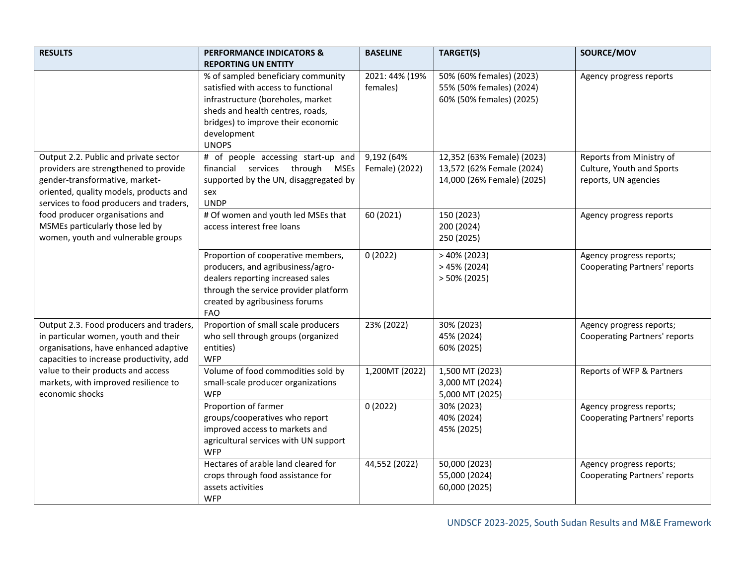| RESULTS | PERFORMANCE INDICATORS & REPORTING UN ENTITY | BASELINE | TARGET(S) | SOURCE/MOV |
|---|---|---|---|---|
| | % of sampled beneficiary community satisfied with access to functional infrastructure (boreholes, market sheds and health centres, roads, bridges) to improve their economic development<br>UNOPS | 2021: 44% (19% females) | 50% (60% females) (2023)<br>55% (50% females) (2024)<br>60% (50% females) (2025) | Agency progress reports |
| Output 2.2. Public and private sector providers are strengthened to provide gender-transformative, market-oriented, quality models, products and services to food producers and traders, food producer organisations and MSMEs particularly those led by women, youth and vulnerable groups | # of people accessing start-up and financial services through MSEs supported by the UN, disaggregated by sex<br>UNDP | 9,192 (64% Female) (2022) | 12,352 (63% Female) (2023)<br>13,572 (62% Female (2024)<br>14,000 (26% Female) (2025) | Reports from Ministry of Culture, Youth and Sports reports, UN agencies |
| | # Of women and youth led MSEs that access interest free loans | 60 (2021) | 150 (2023)<br>200 (2024)<br>250 (2025) | Agency progress reports |
| | Proportion of cooperative members, producers, and agribusiness/agro-dealers reporting increased sales through the service provider platform created by agribusiness forums<br>FAO | 0 (2022) | > 40% (2023)<br>> 45% (2024)<br>> 50% (2025) | Agency progress reports; Cooperating Partners' reports |
| Output 2.3. Food producers and traders, in particular women, youth and their organisations, have enhanced adaptive capacities to increase productivity, add value to their products and access markets, with improved resilience to economic shocks | Proportion of small scale producers who sell through groups (organized entities)<br>WFP | 23% (2022) | 30% (2023)<br>45% (2024)<br>60% (2025) | Agency progress reports; Cooperating Partners' reports |
| | Volume of food commodities sold by small-scale producer organizations<br>WFP | 1,200MT (2022) | 1,500 MT (2023)<br>3,000 MT (2024)<br>5,000 MT (2025) | Reports of WFP & Partners |
| | Proportion of farmer groups/cooperatives who report improved access to markets and agricultural services with UN support<br>WFP | 0 (2022) | 30% (2023)<br>40% (2024)<br>45% (2025) | Agency progress reports; Cooperating Partners' reports |
| | Hectares of arable land cleared for crops through food assistance for assets activities<br>WFP | 44,552 (2022) | 50,000 (2023)<br>55,000 (2024)<br>60,000 (2025) | Agency progress reports; Cooperating Partners' reports |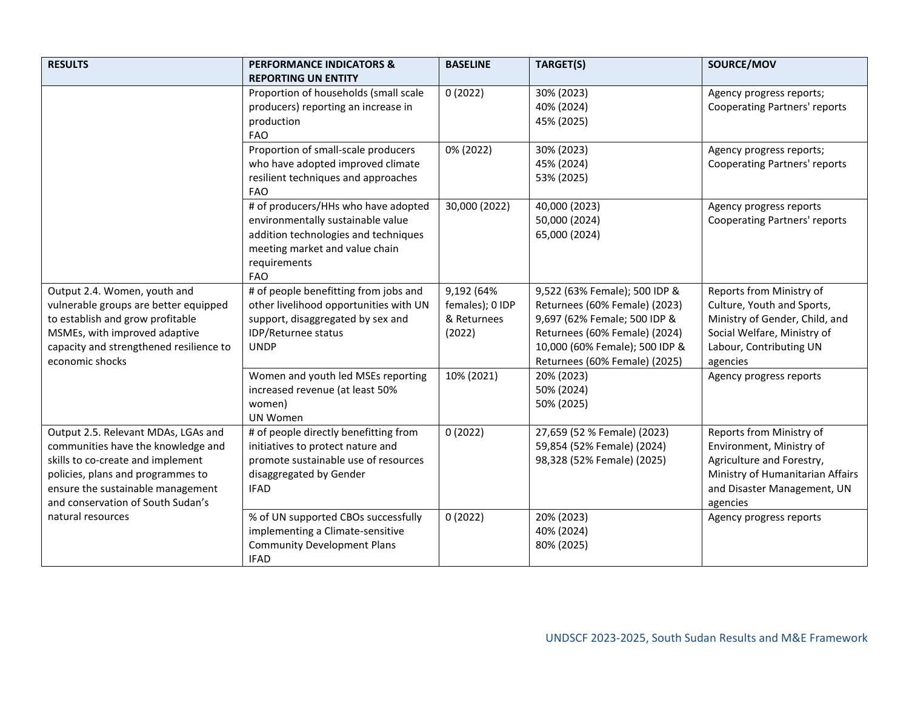| RESULTS | PERFORMANCE INDICATORS & REPORTING UN ENTITY | BASELINE | TARGET(S) | SOURCE/MOV |
|---|---|---|---|---|
| | Proportion of households (small scale producers) reporting an increase in production<br>FAO | 0 (2022) | 30% (2023)<br>40% (2024)<br>45% (2025) | Agency progress reports; Cooperating Partners' reports |
| | Proportion of small-scale producers who have adopted improved climate resilient techniques and approaches<br>FAO | 0% (2022) | 30% (2023)<br>45% (2024)<br>53% (2025) | Agency progress reports; Cooperating Partners' reports |
| | # of producers/HHs who have adopted environmentally sustainable value addition technologies and techniques meeting market and value chain requirements<br>FAO | 30,000 (2022) | 40,000 (2023)<br>50,000 (2024)<br>65,000 (2024) | Agency progress reports<br>Cooperating Partners' reports |
| Output 2.4. Women, youth and vulnerable groups are better equipped to establish and grow profitable MSMEs, with improved adaptive capacity and strengthened resilience to economic shocks | # of people benefitting from jobs and other livelihood opportunities with UN support, disaggregated by sex and IDP/Returnee status<br>UNDP | 9,192 (64% females); 0 IDP & Returnees (2022) | 9,522 (63% Female); 500 IDP & Returnees (60% Female) (2023)<br>9,697 (62% Female; 500 IDP & Returnees (60% Female) (2024)<br>10,000 (60% Female); 500 IDP & Returnees (60% Female) (2025) | Reports from Ministry of Culture, Youth and Sports, Ministry of Gender, Child, and Social Welfare, Ministry of Labour, Contributing UN agencies |
| | Women and youth led MSEs reporting increased revenue (at least 50% women)<br>UN Women | 10% (2021) | 20% (2023)<br>50% (2024)<br>50% (2025) | Agency progress reports |
| Output 2.5. Relevant MDAs, LGAs and communities have the knowledge and skills to co-create and implement policies, plans and programmes to ensure the sustainable management and conservation of South Sudan's natural resources | # of people directly benefitting from initiatives to protect nature and promote sustainable use of resources disaggregated by Gender<br>IFAD | 0 (2022) | 27,659 (52 % Female) (2023)<br>59,854 (52% Female) (2024)<br>98,328 (52% Female) (2025) | Reports from Ministry of Environment, Ministry of Agriculture and Forestry, Ministry of Humanitarian Affairs and Disaster Management, UN agencies |
| | % of UN supported CBOs successfully implementing a Climate-sensitive Community Development Plans<br>IFAD | 0 (2022) | 20% (2023)<br>40% (2024)<br>80% (2025) | Agency progress reports |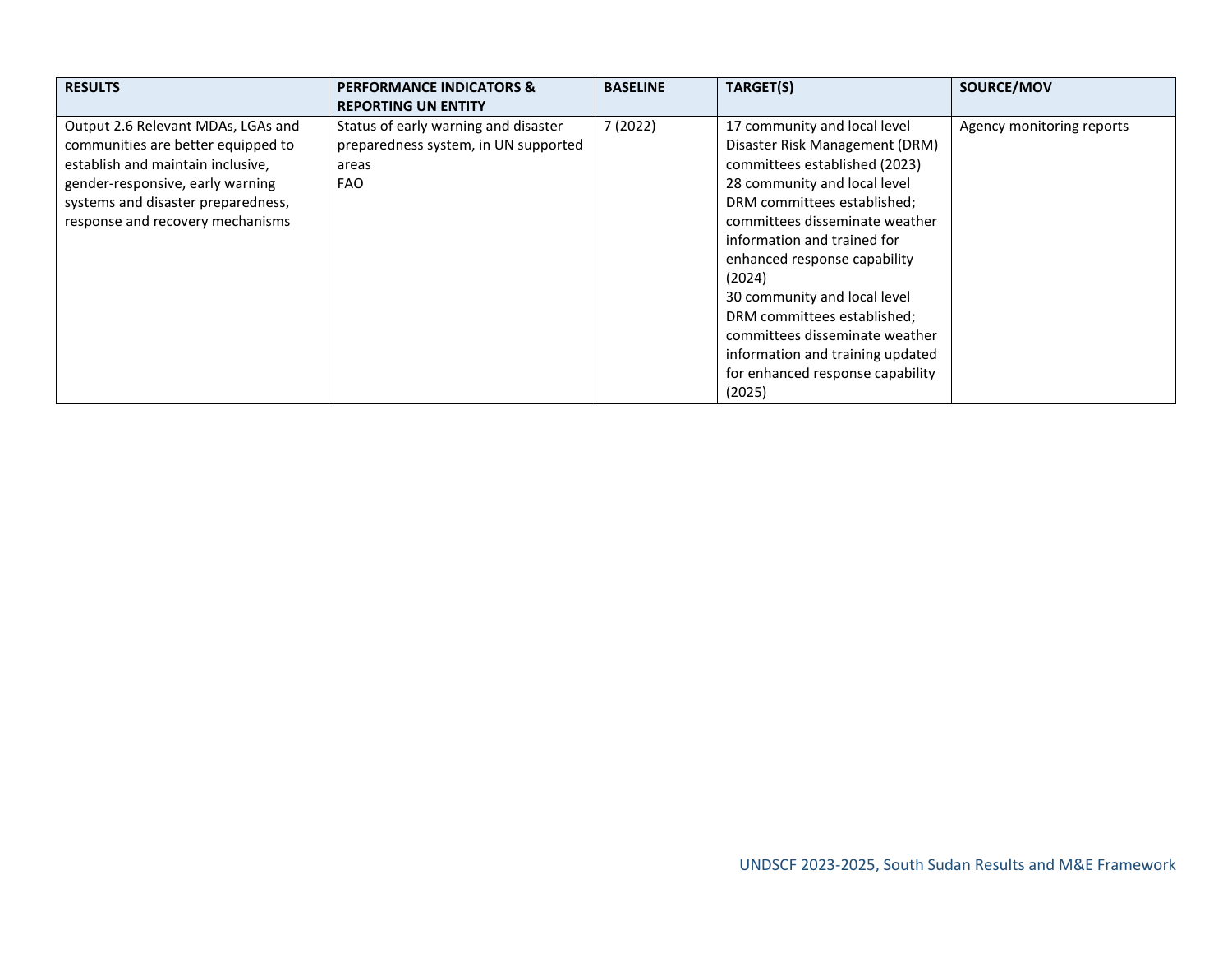| RESULTS | PERFORMANCE INDICATORS & REPORTING UN ENTITY | BASELINE | TARGET(S) | SOURCE/MOV |
|---|---|---|---|---|
| Output 2.6 Relevant MDAs, LGAs and communities are better equipped to establish and maintain inclusive, gender-responsive, early warning systems and disaster preparedness, response and recovery mechanisms | Status of early warning and disaster preparedness system, in UN supported areas<br>FAO | 7 (2022) | 17 community and local level Disaster Risk Management (DRM) committees established (2023)<br>28 community and local level DRM committees established; committees disseminate weather information and trained for enhanced response capability (2024)<br>30 community and local level DRM committees established; committees disseminate weather information and training updated for enhanced response capability (2025) | Agency monitoring reports |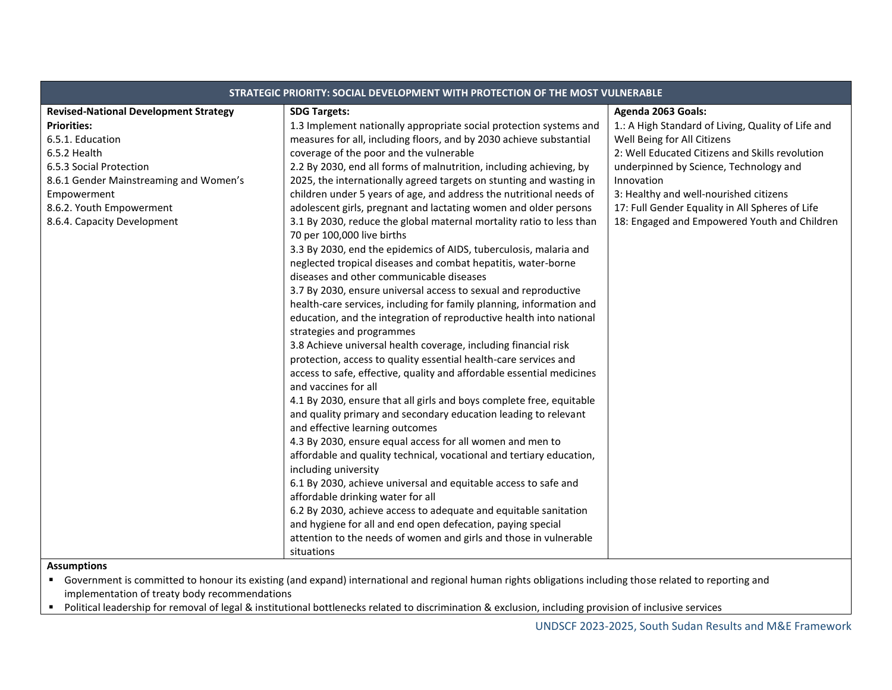| STRATEGIC PRIORITY: SOCIAL DEVELOPMENT WITH PROTECTION OF THE MOST VULNERABLE | | |
|---|---|---|
| **Revised-National Development Strategy Priorities:**<br>6.5.1. Education<br>6.5.2 Health<br>6.5.3 Social Protection<br>8.6.1 Gender Mainstreaming and Women's Empowerment<br>8.6.2. Youth Empowerment<br>8.6.4. Capacity Development | **SDG Targets:**<br>1.3 Implement nationally appropriate social protection systems and measures for all, including floors, and by 2030 achieve substantial coverage of the poor and the vulnerable<br>2.2 By 2030, end all forms of malnutrition, including achieving, by 2025, the internationally agreed targets on stunting and wasting in children under 5 years of age, and address the nutritional needs of adolescent girls, pregnant and lactating women and older persons<br>3.1 By 2030, reduce the global maternal mortality ratio to less than 70 per 100,000 live births<br>3.3 By 2030, end the epidemics of AIDS, tuberculosis, malaria and neglected tropical diseases and combat hepatitis, water-borne diseases and other communicable diseases<br>3.7 By 2030, ensure universal access to sexual and reproductive health-care services, including for family planning, information and education, and the integration of reproductive health into national strategies and programmes<br>3.8 Achieve universal health coverage, including financial risk protection, access to quality essential health-care services and access to safe, effective, quality and affordable essential medicines and vaccines for all<br>4.1 By 2030, ensure that all girls and boys complete free, equitable and quality primary and secondary education leading to relevant and effective learning outcomes<br>4.3 By 2030, ensure equal access for all women and men to affordable and quality technical, vocational and tertiary education, including university<br>6.1 By 2030, achieve universal and equitable access to safe and affordable drinking water for all<br>6.2 By 2030, achieve access to adequate and equitable sanitation and hygiene for all and end open defecation, paying special attention to the needs of women and girls and those in vulnerable situations | **Agenda 2063 Goals:**<br>1.: A High Standard of Living, Quality of Life and Well Being for All Citizens<br>2: Well Educated Citizens and Skills revolution underpinned by Science, Technology and Innovation<br>3: Healthy and well-nourished citizens<br>17: Full Gender Equality in All Spheres of Life<br>18: Engaged and Empowered Youth and Children |

**Assumptions**

- Government is committed to honour its existing (and expand) international and regional human rights obligations including those related to reporting and implementation of treaty body recommendations
- Political leadership for removal of legal & institutional bottlenecks related to discrimination & exclusion, including provision of inclusive services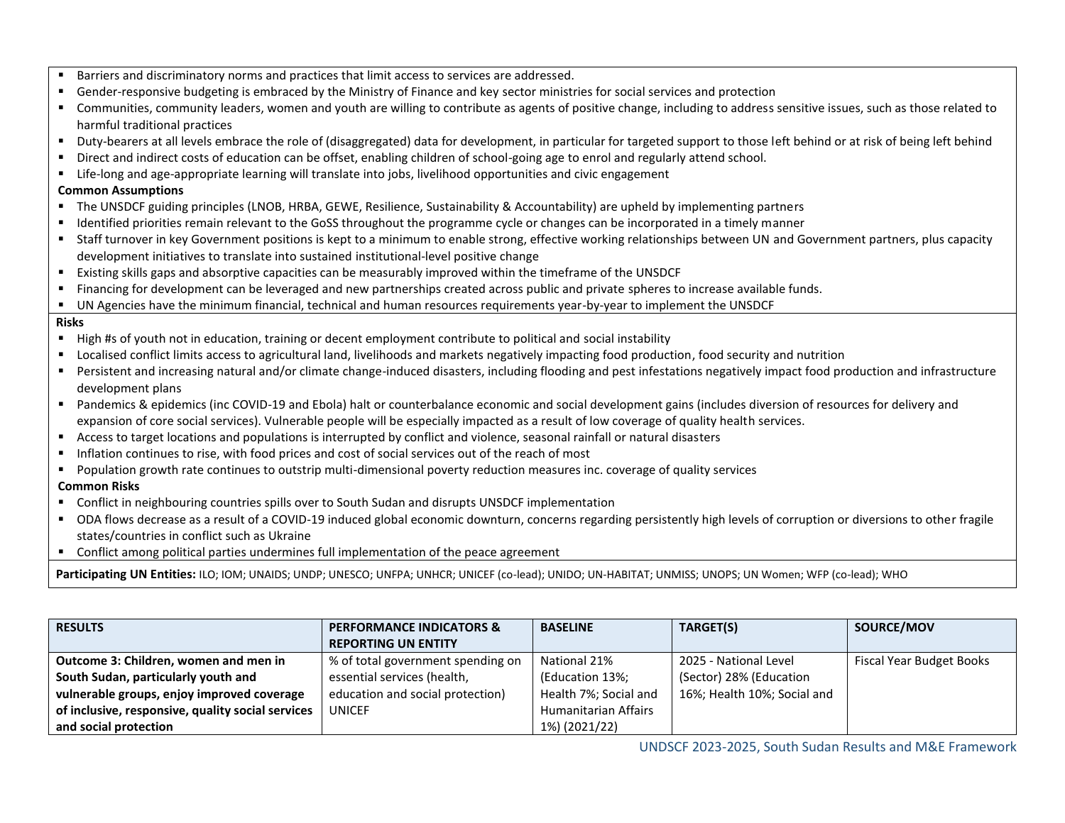- Barriers and discriminatory norms and practices that limit access to services are addressed.
- Gender-responsive budgeting is embraced by the Ministry of Finance and key sector ministries for social services and protection
- Communities, community leaders, women and youth are willing to contribute as agents of positive change, including to address sensitive issues, such as those related to harmful traditional practices
- Duty-bearers at all levels embrace the role of (disaggregated) data for development, in particular for targeted support to those left behind or at risk of being left behind
- Direct and indirect costs of education can be offset, enabling children of school-going age to enrol and regularly attend school.
- Life-long and age-appropriate learning will translate into jobs, livelihood opportunities and civic engagement

**Common Assumptions**

- The UNSDCF guiding principles (LNOB, HRBA, GEWE, Resilience, Sustainability & Accountability) are upheld by implementing partners
- Identified priorities remain relevant to the GoSS throughout the programme cycle or changes can be incorporated in a timely manner
- Staff turnover in key Government positions is kept to a minimum to enable strong, effective working relationships between UN and Government partners, plus capacity development initiatives to translate into sustained institutional-level positive change
- Existing skills gaps and absorptive capacities can be measurably improved within the timeframe of the UNSDCF
- Financing for development can be leveraged and new partnerships created across public and private spheres to increase available funds.
- UN Agencies have the minimum financial, technical and human resources requirements year-by-year to implement the UNSDCF

**Risks**

- High #s of youth not in education, training or decent employment contribute to political and social instability
- Localised conflict limits access to agricultural land, livelihoods and markets negatively impacting food production, food security and nutrition
- Persistent and increasing natural and/or climate change-induced disasters, including flooding and pest infestations negatively impact food production and infrastructure development plans
- Pandemics & epidemics (inc COVID-19 and Ebola) halt or counterbalance economic and social development gains (includes diversion of resources for delivery and expansion of core social services). Vulnerable people will be especially impacted as a result of low coverage of quality health services.
- Access to target locations and populations is interrupted by conflict and violence, seasonal rainfall or natural disasters
- Inflation continues to rise, with food prices and cost of social services out of the reach of most
- Population growth rate continues to outstrip multi-dimensional poverty reduction measures inc. coverage of quality services

**Common Risks**

- Conflict in neighbouring countries spills over to South Sudan and disrupts UNSDCF implementation
- ODA flows decrease as a result of a COVID-19 induced global economic downturn, concerns regarding persistently high levels of corruption or diversions to other fragile states/countries in conflict such as Ukraine
- Conflict among political parties undermines full implementation of the peace agreement

**Participating UN Entities:** ILO; IOM; UNAIDS; UNDP; UNESCO; UNFPA; UNHCR; UNICEF (co-lead); UNIDO; UN-HABITAT; UNMISS; UNOPS; UN Women; WFP (co-lead); WHO

| RESULTS | PERFORMANCE INDICATORS & REPORTING UN ENTITY | BASELINE | TARGET(S) | SOURCE/MOV |
|---|---|---|---|---|
| **Outcome 3: Children, women and men in South Sudan, particularly youth and vulnerable groups, enjoy improved coverage of inclusive, responsive, quality social services and social protection** | % of total government spending on essential services (health, education and social protection) UNICEF | National 21% (Education 13%; Health 7%; Social and Humanitarian Affairs 1%) (2021/22) | 2025 - National Level (Sector) 28% (Education 16%; Health 10%; Social and | Fiscal Year Budget Books |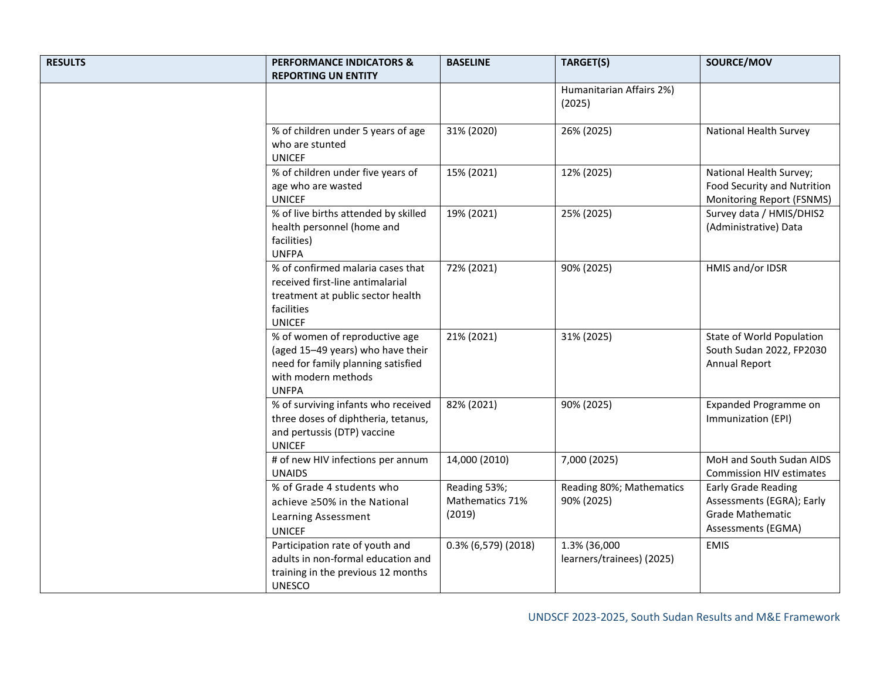| RESULTS | PERFORMANCE INDICATORS & REPORTING UN ENTITY | BASELINE | TARGET(S) | SOURCE/MOV |
|---|---|---|---|---|
| | | | Humanitarian Affairs 2%) (2025) | |
| | % of children under 5 years of age who are stunted<br>UNICEF | 31% (2020) | 26% (2025) | National Health Survey |
| | % of children under five years of age who are wasted<br>UNICEF | 15% (2021) | 12% (2025) | National Health Survey; Food Security and Nutrition Monitoring Report (FSNMS) |
| | % of live births attended by skilled health personnel (home and facilities)<br>UNFPA | 19% (2021) | 25% (2025) | Survey data / HMIS/DHIS2 (Administrative) Data |
| | % of confirmed malaria cases that received first-line antimalarial treatment at public sector health facilities<br>UNICEF | 72% (2021) | 90% (2025) | HMIS and/or IDSR |
| | % of women of reproductive age (aged 15–49 years) who have their need for family planning satisfied with modern methods<br>UNFPA | 21% (2021) | 31% (2025) | State of World Population South Sudan 2022, FP2030 Annual Report |
| | % of surviving infants who received three doses of diphtheria, tetanus, and pertussis (DTP) vaccine<br>UNICEF | 82% (2021) | 90% (2025) | Expanded Programme on Immunization (EPI) |
| | # of new HIV infections per annum<br>UNAIDS | 14,000 (2010) | 7,000 (2025) | MoH and South Sudan AIDS Commission HIV estimates |
| | % of Grade 4 students who achieve ≥50% in the National Learning Assessment<br>UNICEF | Reading 53%; Mathematics 71% (2019) | Reading 80%; Mathematics 90% (2025) | Early Grade Reading Assessments (EGRA); Early Grade Mathematic Assessments (EGMA) |
| | Participation rate of youth and adults in non-formal education and training in the previous 12 months<br>UNESCO | 0.3% (6,579) (2018) | 1.3% (36,000 learners/trainees) (2025) | EMIS |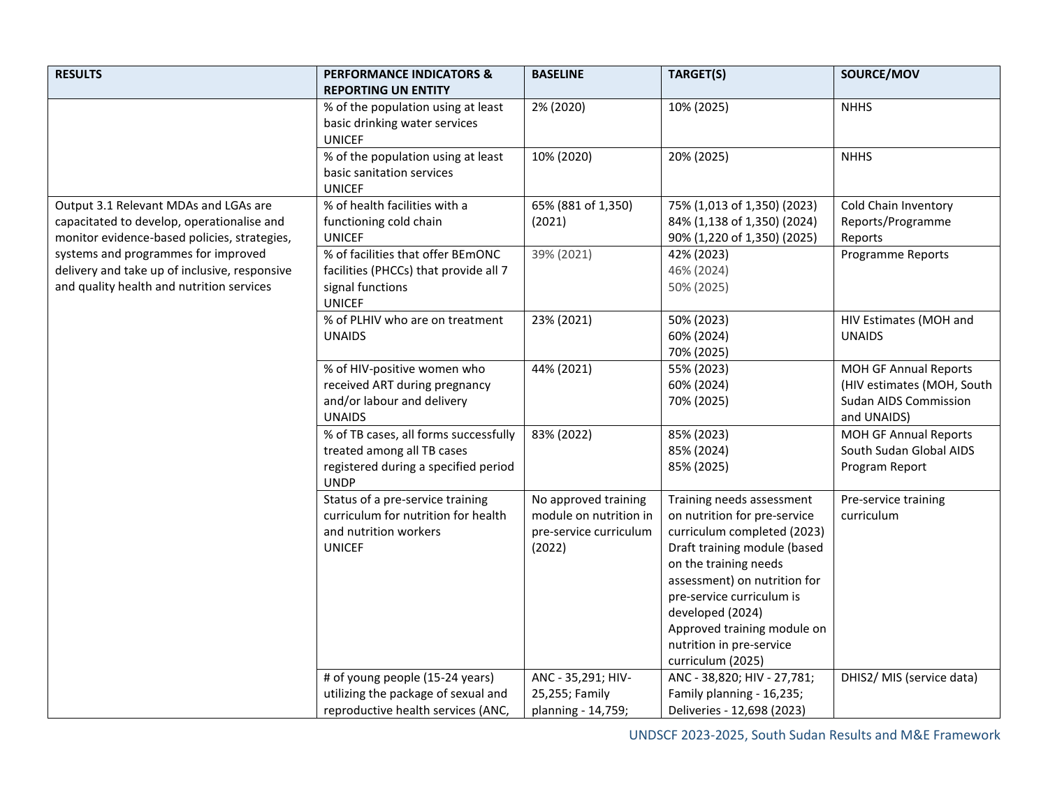| RESULTS | PERFORMANCE INDICATORS & REPORTING UN ENTITY | BASELINE | TARGET(S) | SOURCE/MOV |
|---|---|---|---|---|
| | % of the population using at least basic drinking water services UNICEF | 2% (2020) | 10% (2025) | NHHS |
| | % of the population using at least basic sanitation services UNICEF | 10% (2020) | 20% (2025) | NHHS |
| Output 3.1 Relevant MDAs and LGAs are capacitated to develop, operationalise and monitor evidence-based policies, strategies, systems and programmes for improved delivery and take up of inclusive, responsive and quality health and nutrition services | % of health facilities with a functioning cold chain UNICEF | 65% (881 of 1,350) (2021) | 75% (1,013 of 1,350) (2023) 84% (1,138 of 1,350) (2024) 90% (1,220 of 1,350) (2025) | Cold Chain Inventory Reports/Programme Reports |
| | % of facilities that offer BEmONC facilities (PHCCs) that provide all 7 signal functions UNICEF | 39% (2021) | 42% (2023) 46% (2024) 50% (2025) | Programme Reports |
| | % of PLHIV who are on treatment UNAIDS | 23% (2021) | 50% (2023) 60% (2024) 70% (2025) | HIV Estimates (MOH and UNAIDS |
| | % of HIV-positive women who received ART during pregnancy and/or labour and delivery UNAIDS | 44% (2021) | 55% (2023) 60% (2024) 70% (2025) | MOH GF Annual Reports (HIV estimates (MOH, South Sudan AIDS Commission and UNAIDS) |
| | % of TB cases, all forms successfully treated among all TB cases registered during a specified period UNDP | 83% (2022) | 85% (2023) 85% (2024) 85% (2025) | MOH GF Annual Reports South Sudan Global AIDS Program Report |
| | Status of a pre-service training curriculum for nutrition for health and nutrition workers UNICEF | No approved training module on nutrition in pre-service curriculum (2022) | Training needs assessment on nutrition for pre-service curriculum completed (2023) Draft training module (based on the training needs assessment) on nutrition for pre-service curriculum is developed (2024) Approved training module on nutrition in pre-service curriculum (2025) | Pre-service training curriculum |
| | # of young people (15-24 years) utilizing the package of sexual and reproductive health services (ANC, | ANC - 35,291; HIV-25,255; Family planning - 14,759; | ANC - 38,820; HIV - 27,781; Family planning - 16,235; Deliveries - 12,698 (2023) | DHIS2/ MIS (service data) |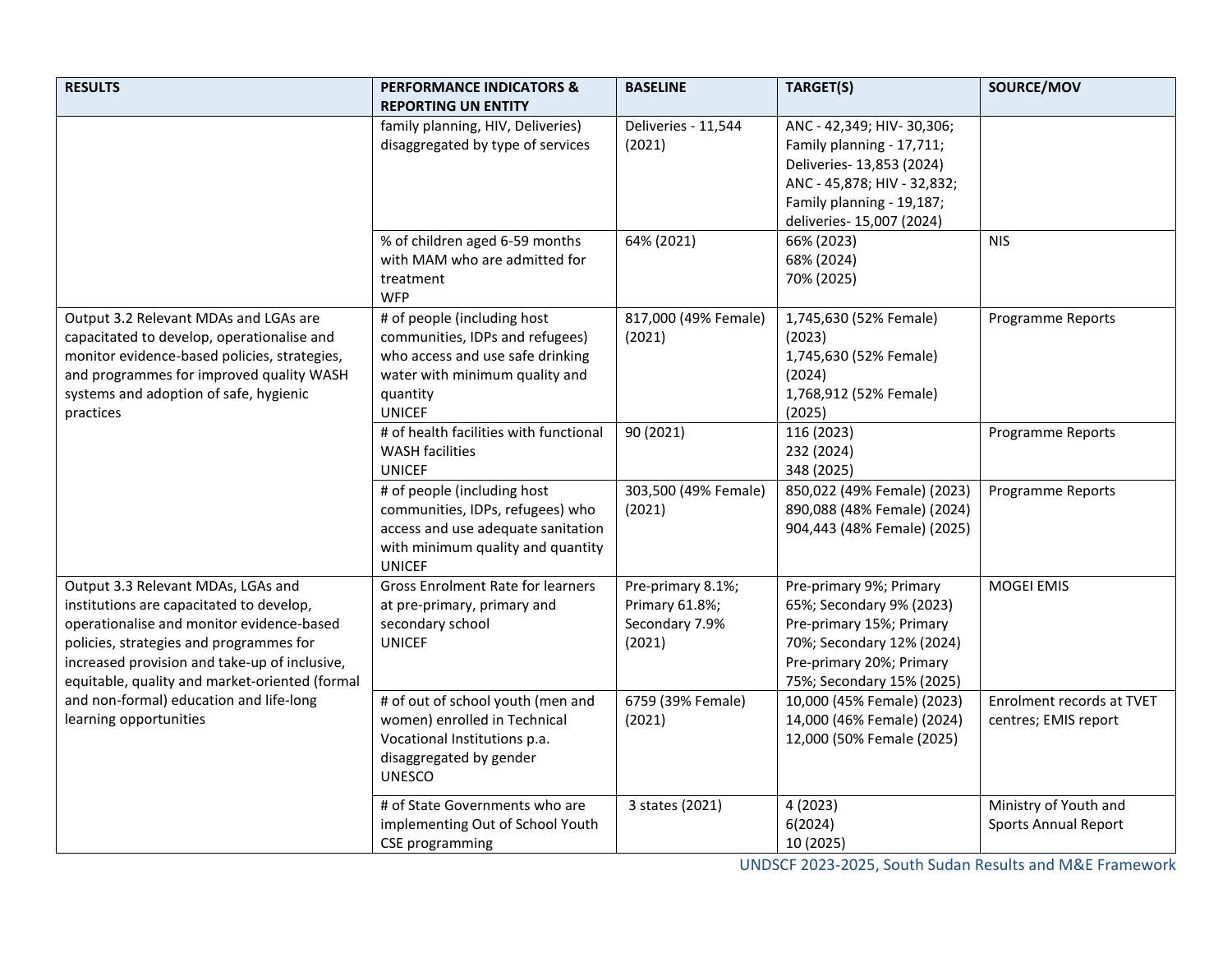| RESULTS | PERFORMANCE INDICATORS & REPORTING UN ENTITY | BASELINE | TARGET(S) | SOURCE/MOV |
|---|---|---|---|---|
| | family planning, HIV, Deliveries) disaggregated by type of services | Deliveries - 11,544 (2021) | ANC - 42,349; HIV- 30,306; Family planning - 17,711; Deliveries- 13,853 (2024) ANC - 45,878; HIV - 32,832; Family planning - 19,187; deliveries- 15,007 (2024) | |
| | % of children aged 6-59 months with MAM who are admitted for treatment WFP | 64% (2021) | 66% (2023) 68% (2024) 70% (2025) | NIS |
| Output 3.2 Relevant MDAs and LGAs are capacitated to develop, operationalise and monitor evidence-based policies, strategies, and programmes for improved quality WASH systems and adoption of safe, hygienic practices | # of people (including host communities, IDPs and refugees) who access and use safe drinking water with minimum quality and quantity UNICEF | 817,000 (49% Female) (2021) | 1,745,630 (52% Female) (2023) 1,745,630 (52% Female) (2024) 1,768,912 (52% Female) (2025) | Programme Reports |
| | # of health facilities with functional WASH facilities UNICEF | 90 (2021) | 116 (2023) 232 (2024) 348 (2025) | Programme Reports |
| | # of people (including host communities, IDPs, refugees) who access and use adequate sanitation with minimum quality and quantity UNICEF | 303,500 (49% Female) (2021) | 850,022 (49% Female) (2023) 890,088 (48% Female) (2024) 904,443 (48% Female) (2025) | Programme Reports |
| Output 3.3 Relevant MDAs, LGAs and institutions are capacitated to develop, operationalise and monitor evidence-based policies, strategies and programmes for increased provision and take-up of inclusive, equitable, quality and market-oriented (formal and non-formal) education and life-long learning opportunities | Gross Enrolment Rate for learners at pre-primary, primary and secondary school UNICEF | Pre-primary 8.1%; Primary 61.8%; Secondary 7.9% (2021) | Pre-primary 9%; Primary 65%; Secondary 9% (2023) Pre-primary 15%; Primary 70%; Secondary 12% (2024) Pre-primary 20%; Primary 75%; Secondary 15% (2025) | MOGEI EMIS |
| | # of out of school youth (men and women) enrolled in Technical Vocational Institutions p.a. disaggregated by gender UNESCO | 6759 (39% Female) (2021) | 10,000 (45% Female) (2023) 14,000 (46% Female) (2024) 12,000 (50% Female (2025) | Enrolment records at TVET centres; EMIS report |
| | # of State Governments who are implementing Out of School Youth CSE programming | 3 states (2021) | 4 (2023) 6(2024) 10 (2025) | Ministry of Youth and Sports Annual Report |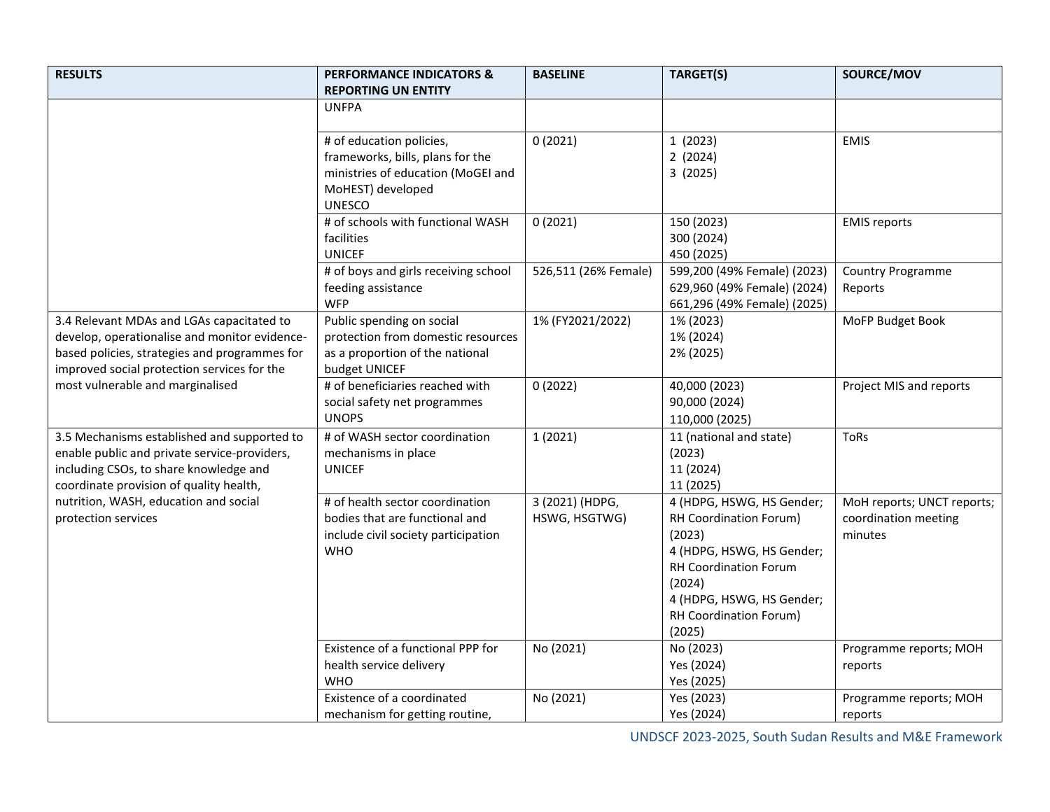| RESULTS | PERFORMANCE INDICATORS & REPORTING UN ENTITY | BASELINE | TARGET(S) | SOURCE/MOV |
|---|---|---|---|---|
| | UNFPA | | | |
| | # of education policies, frameworks, bills, plans for the ministries of education (MoGEI and MoHEST) developed UNESCO | 0 (2021) | 1 (2023)<br>2 (2024)<br>3 (2025) | EMIS |
| | # of schools with functional WASH facilities UNICEF | 0 (2021) | 150 (2023)<br>300 (2024)<br>450 (2025) | EMIS reports |
| | # of boys and girls receiving school feeding assistance WFP | 526,511 (26% Female) | 599,200 (49% Female) (2023)<br>629,960 (49% Female) (2024)<br>661,296 (49% Female) (2025) | Country Programme Reports |
| 3.4 Relevant MDAs and LGAs capacitated to develop, operationalise and monitor evidence-based policies, strategies and programmes for improved social protection services for the most vulnerable and marginalised | Public spending on social protection from domestic resources as a proportion of the national budget UNICEF | 1% (FY2021/2022) | 1% (2023)<br>1% (2024)<br>2% (2025) | MoFP Budget Book |
| | # of beneficiaries reached with social safety net programmes UNOPS | 0 (2022) | 40,000 (2023)<br>90,000 (2024)<br>110,000 (2025) | Project MIS and reports |
| 3.5 Mechanisms established and supported to enable public and private service-providers, including CSOs, to share knowledge and coordinate provision of quality health, nutrition, WASH, education and social protection services | # of WASH sector coordination mechanisms in place UNICEF | 1 (2021) | 11 (national and state) (2023)<br>11 (2024)<br>11 (2025) | ToRs |
| | # of health sector coordination bodies that are functional and include civil society participation WHO | 3 (2021) (HDPG, HSWG, HSGTWG) | 4 (HDPG, HSWG, HS Gender; RH Coordination Forum) (2023)<br>4 (HDPG, HSWG, HS Gender; RH Coordination Forum (2024)<br>4 (HDPG, HSWG, HS Gender; RH Coordination Forum) (2025) | MoH reports; UNCT reports; coordination meeting minutes |
| | Existence of a functional PPP for health service delivery WHO | No (2021) | No (2023)<br>Yes (2024)<br>Yes (2025) | Programme reports; MOH reports |
| | Existence of a coordinated mechanism for getting routine, | No (2021) | Yes (2023)<br>Yes (2024) | Programme reports; MOH reports |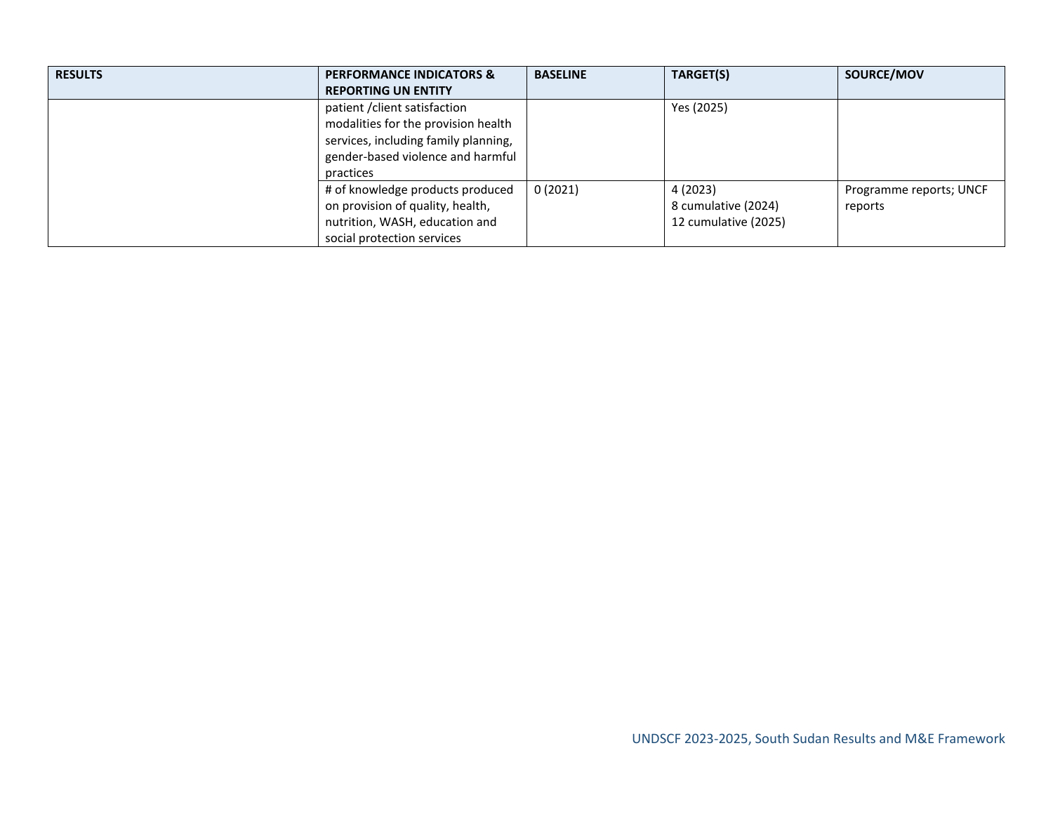| RESULTS | PERFORMANCE INDICATORS & REPORTING UN ENTITY | BASELINE | TARGET(S) | SOURCE/MOV |
|---|---|---|---|---|
| | patient /client satisfaction modalities for the provision health services, including family planning, gender-based violence and harmful practices | | Yes (2025) | |
| | # of knowledge products produced on provision of quality, health, nutrition, WASH, education and social protection services | 0 (2021) | 4 (2023)<br>8 cumulative (2024)<br>12 cumulative (2025) | Programme reports; UNCF reports |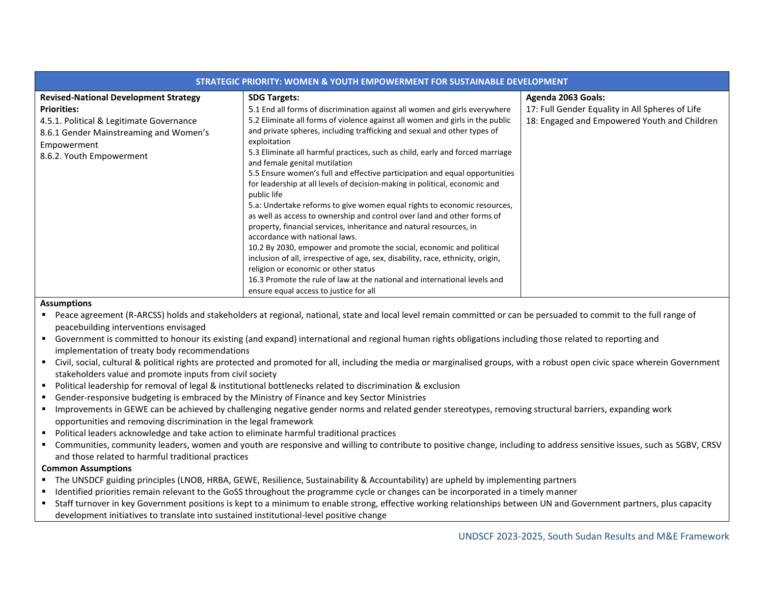| STRATEGIC PRIORITY: WOMEN & YOUTH EMPOWERMENT FOR SUSTAINABLE DEVELOPMENT | | |
|---|---|---|
| **Revised-National Development Strategy Priorities:**<br>4.5.1. Political & Legitimate Governance<br>8.6.1 Gender Mainstreaming and Women's Empowerment<br>8.6.2. Youth Empowerment | **SDG Targets:**<br>5.1 End all forms of discrimination against all women and girls everywhere<br>5.2 Eliminate all forms of violence against all women and girls in the public and private spheres, including trafficking and sexual and other types of exploitation<br>5.3 Eliminate all harmful practices, such as child, early and forced marriage and female genital mutilation<br>5.5 Ensure women's full and effective participation and equal opportunities for leadership at all levels of decision-making in political, economic and public life<br>5.a: Undertake reforms to give women equal rights to economic resources, as well as access to ownership and control over land and other forms of property, financial services, inheritance and natural resources, in accordance with national laws.<br>10.2 By 2030, empower and promote the social, economic and political inclusion of all, irrespective of age, sex, disability, race, ethnicity, origin, religion or economic or other status<br>16.3 Promote the rule of law at the national and international levels and ensure equal access to justice for all | **Agenda 2063 Goals:**<br>17: Full Gender Equality in All Spheres of Life<br>18: Engaged and Empowered Youth and Children |

**Assumptions**

- Peace agreement (R-ARCSS) holds and stakeholders at regional, national, state and local level remain committed or can be persuaded to commit to the full range of peacebuilding interventions envisaged
- Government is committed to honour its existing (and expand) international and regional human rights obligations including those related to reporting and implementation of treaty body recommendations
- Civil, social, cultural & political rights are protected and promoted for all, including the media or marginalised groups, with a robust open civic space wherein Government stakeholders value and promote inputs from civil society
- Political leadership for removal of legal & institutional bottlenecks related to discrimination & exclusion
- Gender-responsive budgeting is embraced by the Ministry of Finance and key Sector Ministries
- Improvements in GEWE can be achieved by challenging negative gender norms and related gender stereotypes, removing structural barriers, expanding work opportunities and removing discrimination in the legal framework
- Political leaders acknowledge and take action to eliminate harmful traditional practices
- Communities, community leaders, women and youth are responsive and willing to contribute to positive change, including to address sensitive issues, such as SGBV, CRSV and those related to harmful traditional practices

**Common Assumptions**

- The UNSDCF guiding principles (LNOB, HRBA, GEWE, Resilience, Sustainability & Accountability) are upheld by implementing partners
- Identified priorities remain relevant to the GoSS throughout the programme cycle or changes can be incorporated in a timely manner
- Staff turnover in key Government positions is kept to a minimum to enable strong, effective working relationships between UN and Government partners, plus capacity development initiatives to translate into sustained institutional-level positive change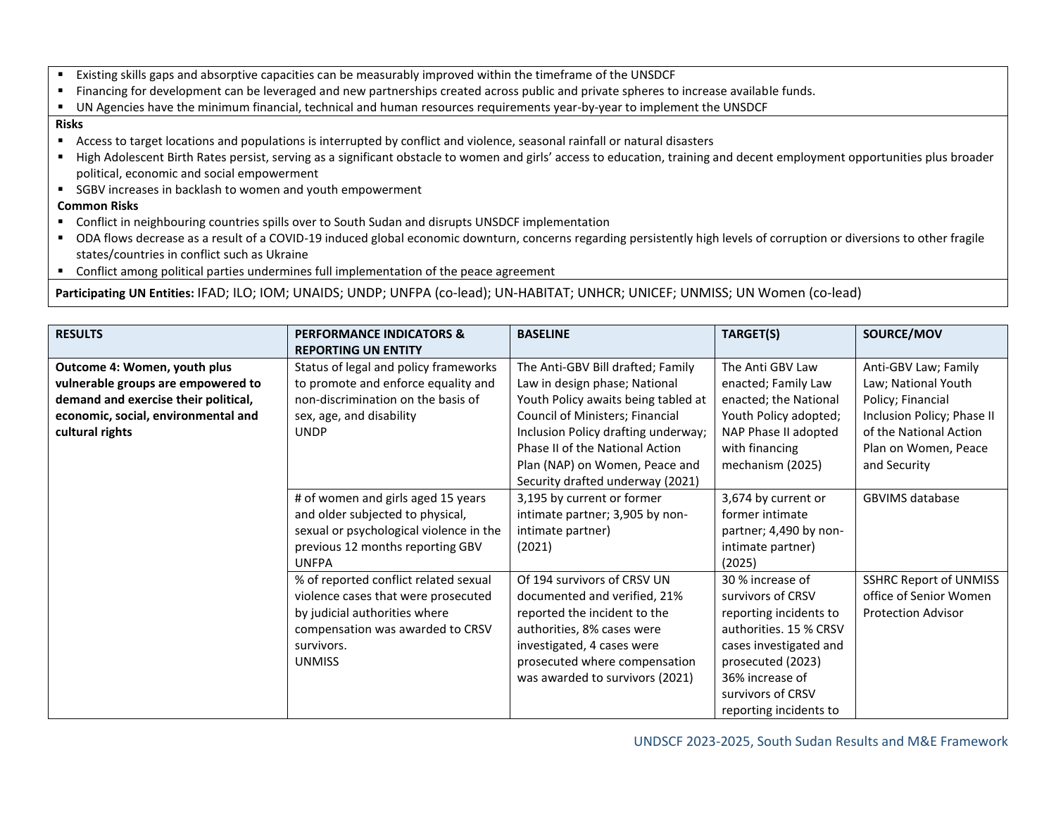- Existing skills gaps and absorptive capacities can be measurably improved within the timeframe of the UNSDCF
- Financing for development can be leveraged and new partnerships created across public and private spheres to increase available funds.
- UN Agencies have the minimum financial, technical and human resources requirements year-by-year to implement the UNSDCF

**Risks**

- Access to target locations and populations is interrupted by conflict and violence, seasonal rainfall or natural disasters
- High Adolescent Birth Rates persist, serving as a significant obstacle to women and girls' access to education, training and decent employment opportunities plus broader political, economic and social empowerment
- SGBV increases in backlash to women and youth empowerment

**Common Risks**

- Conflict in neighbouring countries spills over to South Sudan and disrupts UNSDCF implementation
- ODA flows decrease as a result of a COVID-19 induced global economic downturn, concerns regarding persistently high levels of corruption or diversions to other fragile states/countries in conflict such as Ukraine
- Conflict among political parties undermines full implementation of the peace agreement

**Participating UN Entities:** IFAD; ILO; IOM; UNAIDS; UNDP; UNFPA (co-lead); UN-HABITAT; UNHCR; UNICEF; UNMISS; UN Women (co-lead)

| RESULTS | PERFORMANCE INDICATORS & REPORTING UN ENTITY | BASELINE | TARGET(S) | SOURCE/MOV |
|---|---|---|---|---|
| **Outcome 4: Women, youth plus vulnerable groups are empowered to demand and exercise their political, economic, social, environmental and cultural rights** | Status of legal and policy frameworks to promote and enforce equality and non-discrimination on the basis of sex, age, and disability<br>UNDP | The Anti-GBV Bill drafted; Family Law in design phase; National Youth Policy awaits being tabled at Council of Ministers; Financial Inclusion Policy drafting underway; Phase II of the National Action Plan (NAP) on Women, Peace and Security drafted underway (2021) | The Anti GBV Law enacted; Family Law enacted; the National Youth Policy adopted; NAP Phase II adopted with financing mechanism (2025) | Anti-GBV Law; Family Law; National Youth Policy; Financial Inclusion Policy; Phase II of the National Action Plan on Women, Peace and Security |
| | # of women and girls aged 15 years and older subjected to physical, sexual or psychological violence in the previous 12 months reporting GBV<br>UNFPA | 3,195 by current or former intimate partner; 3,905 by non-intimate partner)<br>(2021) | 3,674 by current or former intimate partner; 4,490 by non-intimate partner)<br>(2025) | GBVIMS database |
| | % of reported conflict related sexual violence cases that were prosecuted by judicial authorities where compensation was awarded to CRSV survivors.<br>UNMISS | Of 194 survivors of CRSV UN documented and verified, 21% reported the incident to the authorities, 8% cases were investigated, 4 cases were prosecuted where compensation was awarded to survivors (2021) | 30 % increase of survivors of CRSV reporting incidents to authorities. 15 % CRSV cases investigated and prosecuted (2023)<br>36% increase of survivors of CRSV reporting incidents to | SSHRC Report of UNMISS office of Senior Women Protection Advisor |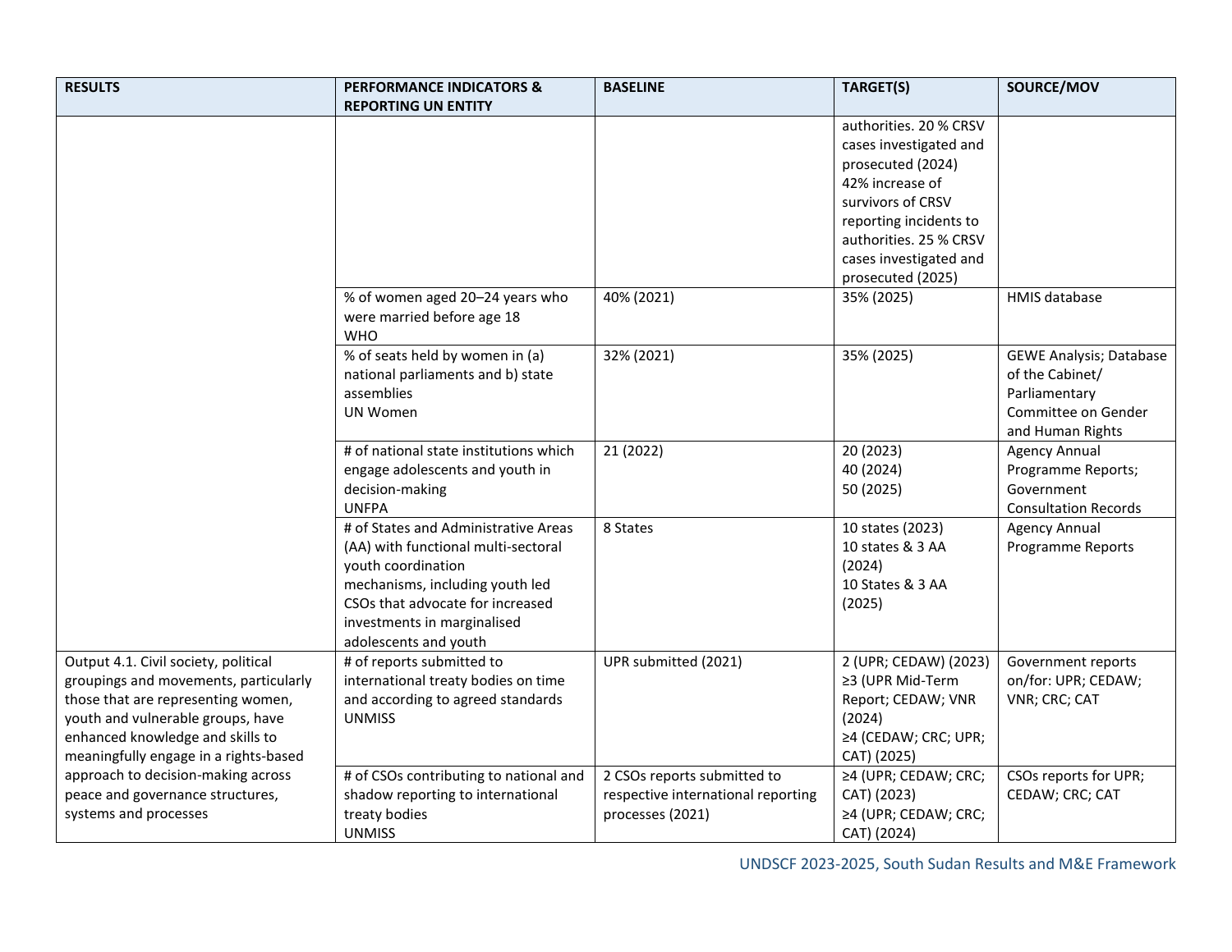| RESULTS | PERFORMANCE INDICATORS & REPORTING UN ENTITY | BASELINE | TARGET(S) | SOURCE/MOV |
|---|---|---|---|---|
| | | | authorities. 20 % CRSV cases investigated and prosecuted (2024)<br>42% increase of survivors of CRSV reporting incidents to authorities. 25 % CRSV cases investigated and prosecuted (2025) | |
| | % of women aged 20–24 years who were married before age 18<br>WHO | 40% (2021) | 35% (2025) | HMIS database |
| | % of seats held by women in (a) national parliaments and b) state assemblies<br>UN Women | 32% (2021) | 35% (2025) | GEWE Analysis; Database of the Cabinet/ Parliamentary Committee on Gender and Human Rights |
| | # of national state institutions which engage adolescents and youth in decision-making<br>UNFPA | 21 (2022) | 20 (2023)<br>40 (2024)<br>50 (2025) | Agency Annual Programme Reports; Government Consultation Records |
| | # of States and Administrative Areas (AA) with functional multi-sectoral youth coordination mechanisms, including youth led CSOs that advocate for increased investments in marginalised adolescents and youth | 8 States | 10 states (2023)<br>10 states & 3 AA (2024)<br>10 States & 3 AA (2025) | Agency Annual Programme Reports |
| Output 4.1. Civil society, political groupings and movements, particularly those that are representing women, youth and vulnerable groups, have enhanced knowledge and skills to meaningfully engage in a rights-based approach to decision-making across peace and governance structures, systems and processes | # of reports submitted to international treaty bodies on time and according to agreed standards<br>UNMISS | UPR submitted (2021) | 2 (UPR; CEDAW) (2023)<br>≥3 (UPR Mid-Term Report; CEDAW; VNR (2024)<br>≥4 (CEDAW; CRC; UPR; CAT) (2025) | Government reports on/for: UPR; CEDAW; VNR; CRC; CAT |
| | # of CSOs contributing to national and shadow reporting to international treaty bodies<br>UNMISS | 2 CSOs reports submitted to respective international reporting processes (2021) | ≥4 (UPR; CEDAW; CRC; CAT) (2023)<br>≥4 (UPR; CEDAW; CRC; CAT) (2024) | CSOs reports for UPR; CEDAW; CRC; CAT |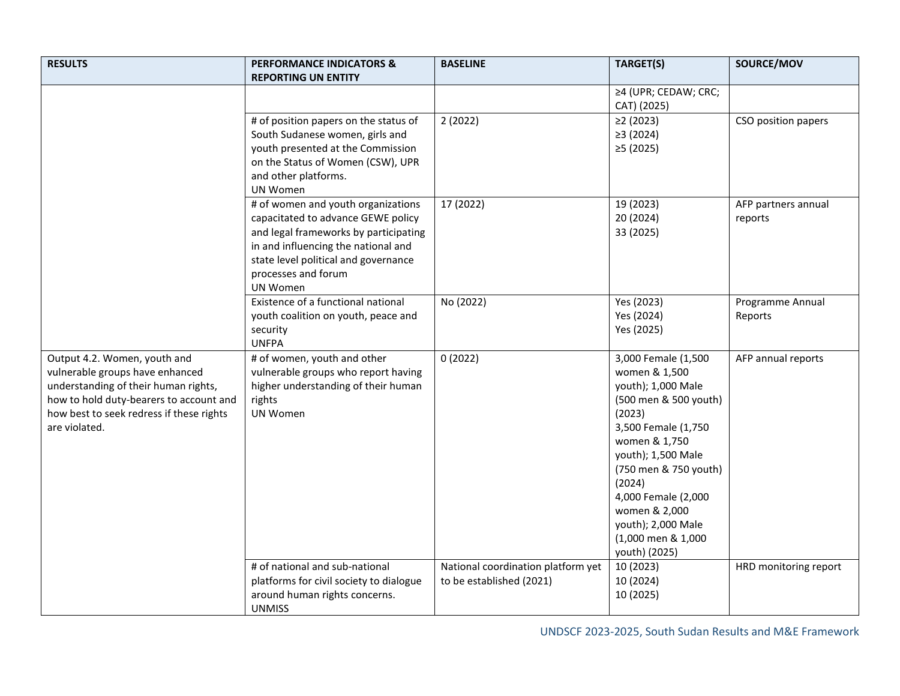| RESULTS | PERFORMANCE INDICATORS & REPORTING UN ENTITY | BASELINE | TARGET(S) | SOURCE/MOV |
|---|---|---|---|---|
| | | | ≥4 (UPR; CEDAW; CRC; CAT) (2025) | |
| | # of position papers on the status of South Sudanese women, girls and youth presented at the Commission on the Status of Women (CSW), UPR and other platforms.<br>UN Women | 2 (2022) | ≥2 (2023)<br>≥3 (2024)<br>≥5 (2025) | CSO position papers |
| | # of women and youth organizations capacitated to advance GEWE policy and legal frameworks by participating in and influencing the national and state level political and governance processes and forum<br>UN Women | 17 (2022) | 19 (2023)<br>20 (2024)<br>33 (2025) | AFP partners annual reports |
| | Existence of a functional national youth coalition on youth, peace and security<br>UNFPA | No (2022) | Yes (2023)<br>Yes (2024)<br>Yes (2025) | Programme Annual Reports |
| Output 4.2. Women, youth and vulnerable groups have enhanced understanding of their human rights, how to hold duty-bearers to account and how best to seek redress if these rights are violated. | # of women, youth and other vulnerable groups who report having higher understanding of their human rights<br>UN Women | 0 (2022) | 3,000 Female (1,500 women & 1,500 youth); 1,000 Male (500 men & 500 youth) (2023)<br>3,500 Female (1,750 women & 1,750 youth); 1,500 Male (750 men & 750 youth) (2024)<br>4,000 Female (2,000 women & 2,000 youth); 2,000 Male (1,000 men & 1,000 youth) (2025) | AFP annual reports |
| | # of national and sub-national platforms for civil society to dialogue around human rights concerns.<br>UNMISS | National coordination platform yet to be established (2021) | 10 (2023)<br>10 (2024)<br>10 (2025) | HRD monitoring report |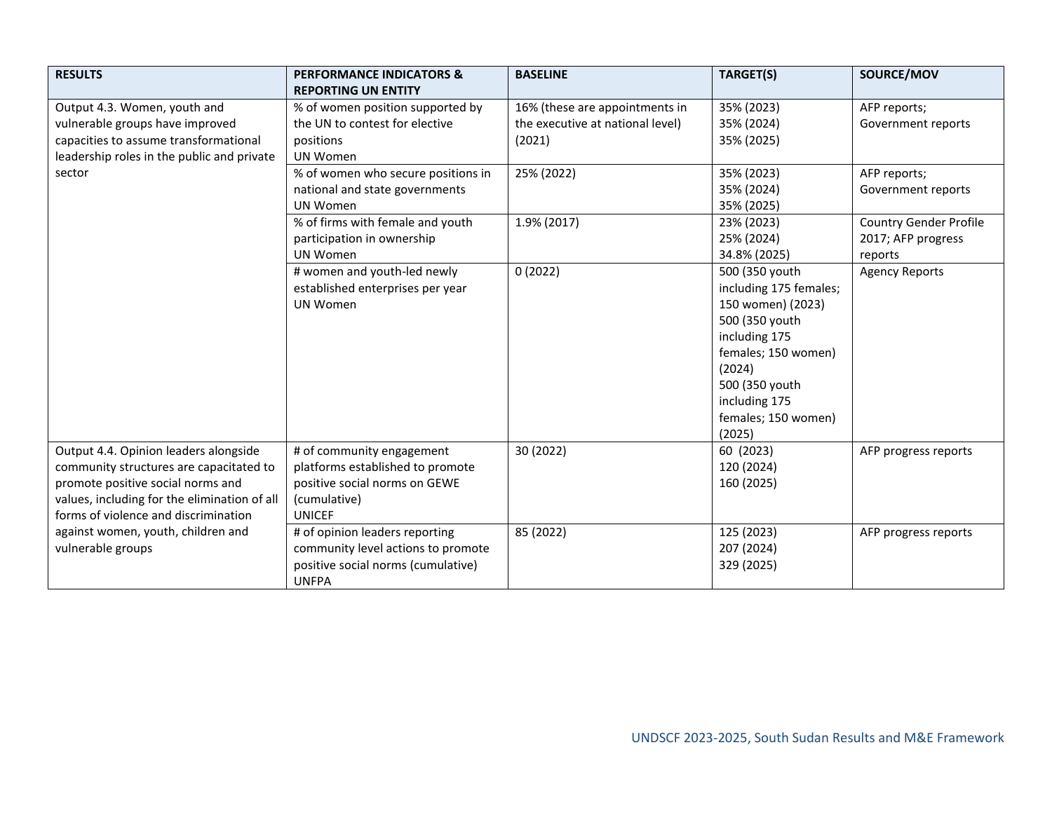| RESULTS | PERFORMANCE INDICATORS & REPORTING UN ENTITY | BASELINE | TARGET(S) | SOURCE/MOV |
|---|---|---|---|---|
| Output 4.3. Women, youth and vulnerable groups have improved capacities to assume transformational leadership roles in the public and private sector | % of women position supported by the UN to contest for elective positions<br>UN Women | 16% (these are appointments in the executive at national level) (2021) | 35% (2023)<br>35% (2024)<br>35% (2025) | AFP reports; Government reports |
| | % of women who secure positions in national and state governments<br>UN Women | 25% (2022) | 35% (2023)<br>35% (2024)<br>35% (2025) | AFP reports; Government reports |
| | % of firms with female and youth participation in ownership<br>UN Women | 1.9% (2017) | 23% (2023)<br>25% (2024)<br>34.8% (2025) | Country Gender Profile 2017; AFP progress reports |
| | # women and youth-led newly established enterprises per year<br>UN Women | 0 (2022) | 500 (350 youth including 175 females; 150 women) (2023)<br>500 (350 youth including 175 females; 150 women) (2024)<br>500 (350 youth including 175 females; 150 women) (2025) | Agency Reports |
| Output 4.4. Opinion leaders alongside community structures are capacitated to promote positive social norms and values, including for the elimination of all forms of violence and discrimination against women, youth, children and vulnerable groups | # of community engagement platforms established to promote positive social norms on GEWE (cumulative)<br>UNICEF | 30 (2022) | 60 (2023)<br>120 (2024)<br>160 (2025) | AFP progress reports |
| | # of opinion leaders reporting community level actions to promote positive social norms (cumulative)<br>UNFPA | 85 (2022) | 125 (2023)<br>207 (2024)<br>329 (2025) | AFP progress reports |